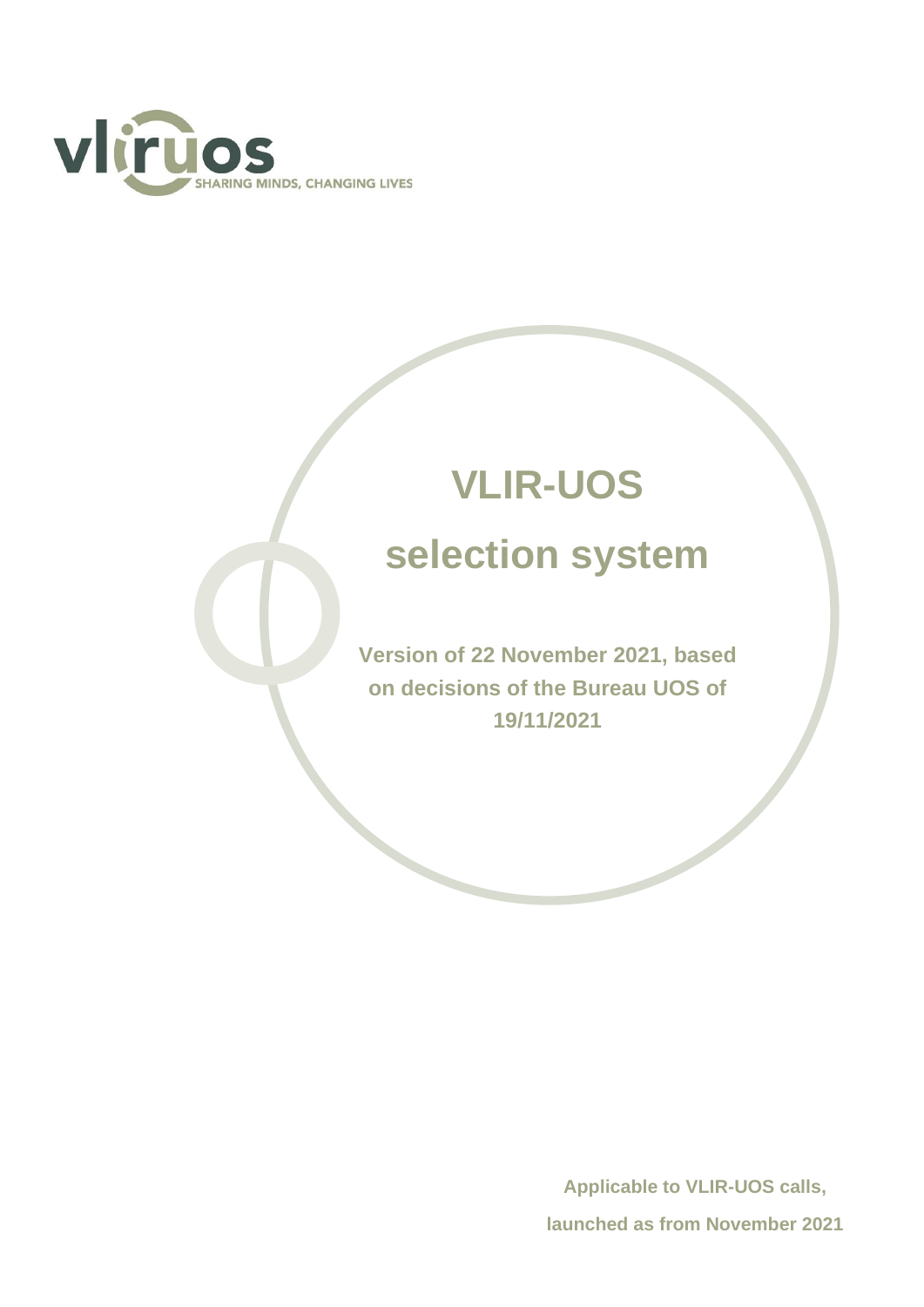# VLIR-UOS selection system

**Version of 22 November 2021, based on decisions of the Bureau UOS of 19/11/2021**

**Applicable to VLIR-UOS calls, launched as from November 2021**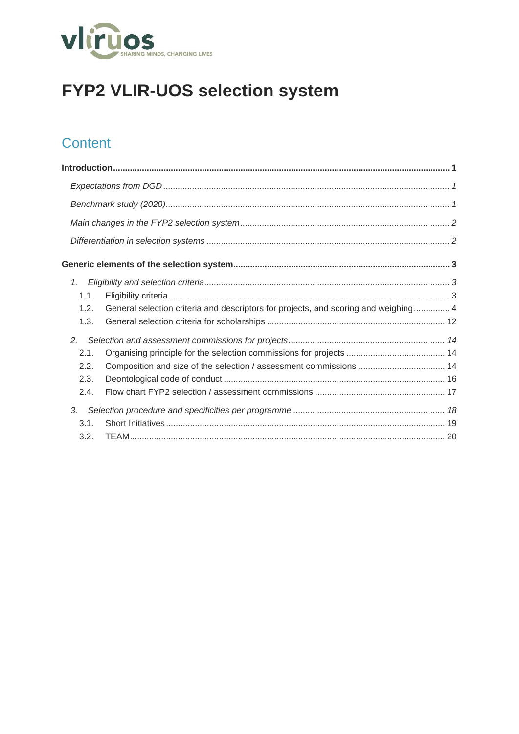# FYP2 VLIR-UOS selection system

## Content

**Introduction** ........................................................................................................................................ **1**

*Expectations from DGD* ..................................................................................................................... *1*

*Benchmark study (2020)* .................................................................................................................... *1*

*Main changes in the FYP2 selection system* ..................................................................................... *2*

*Differentiation in selection systems* .................................................................................................... *2*

**Generic elements of the selection system** ........................................................................................ **3**

*1. Eligibility and selection criteria* ..................................................................................................... *3*

1.1. Eligibility criteria .................................................................................................................... 3

1.2. General selection criteria and descriptors for projects, and scoring and weighing ............... 4

1.3. General selection criteria for scholarships .......................................................................... 12

*2. Selection and assessment commissions for projects* ................................................................ *14*

2.1. Organising principle for the selection commissions for projects ......................................... 14

2.2. Composition and size of the selection / assessment commissions .................................... 14

2.3. Deontological code of conduct ........................................................................................... 16

2.4. Flow chart FYP2 selection / assessment commissions ...................................................... 17

*3. Selection procedure and specificities per programme* .............................................................. *18*

3.1. Short Initiatives ................................................................................................................... 19

3.2. TEAM .................................................................................................................................. 20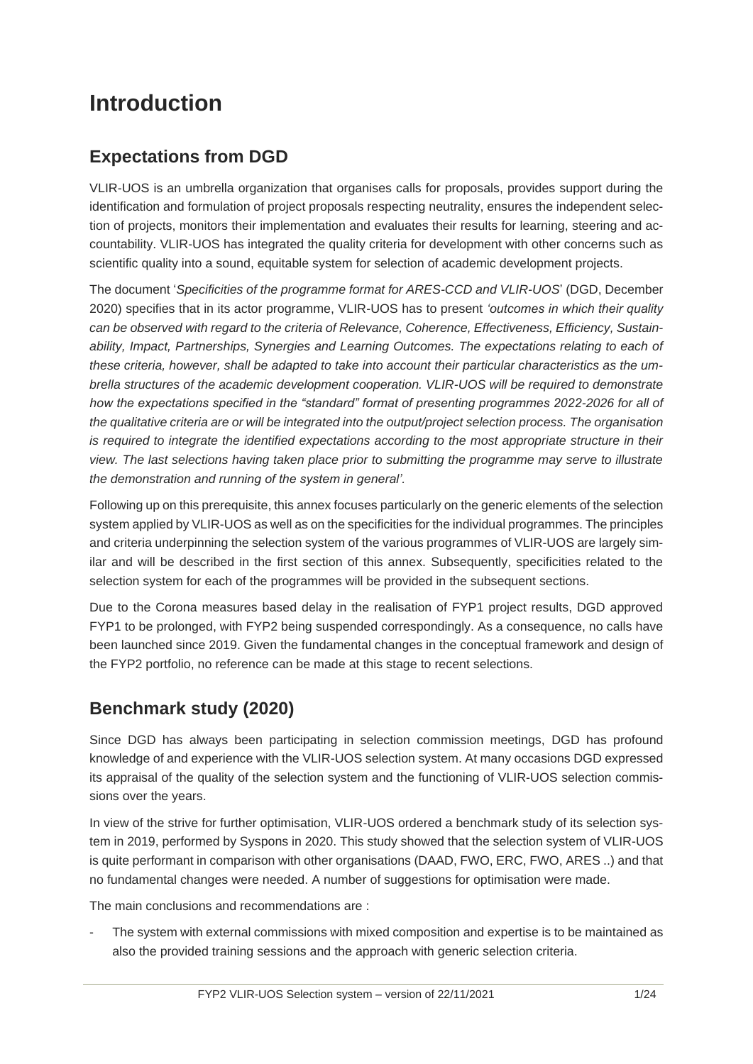# Introduction

## Expectations from DGD

VLIR-UOS is an umbrella organization that organises calls for proposals, provides support during the identification and formulation of project proposals respecting neutrality, ensures the independent selection of projects, monitors their implementation and evaluates their results for learning, steering and accountability. VLIR-UOS has integrated the quality criteria for development with other concerns such as scientific quality into a sound, equitable system for selection of academic development projects.

The document '*Specificities of the programme format for ARES-CCD and VLIR-UOS*' (DGD, December 2020) specifies that in its actor programme, VLIR-UOS has to present *'outcomes in which their quality can be observed with regard to the criteria of Relevance, Coherence, Effectiveness, Efficiency, Sustainability, Impact, Partnerships, Synergies and Learning Outcomes. The expectations relating to each of these criteria, however, shall be adapted to take into account their particular characteristics as the umbrella structures of the academic development cooperation. VLIR-UOS will be required to demonstrate how the expectations specified in the "standard" format of presenting programmes 2022-2026 for all of the qualitative criteria are or will be integrated into the output/project selection process. The organisation is required to integrate the identified expectations according to the most appropriate structure in their view. The last selections having taken place prior to submitting the programme may serve to illustrate the demonstration and running of the system in general'.*

Following up on this prerequisite, this annex focuses particularly on the generic elements of the selection system applied by VLIR-UOS as well as on the specificities for the individual programmes. The principles and criteria underpinning the selection system of the various programmes of VLIR-UOS are largely similar and will be described in the first section of this annex. Subsequently, specificities related to the selection system for each of the programmes will be provided in the subsequent sections.

Due to the Corona measures based delay in the realisation of FYP1 project results, DGD approved FYP1 to be prolonged, with FYP2 being suspended correspondingly. As a consequence, no calls have been launched since 2019. Given the fundamental changes in the conceptual framework and design of the FYP2 portfolio, no reference can be made at this stage to recent selections.

## Benchmark study (2020)

Since DGD has always been participating in selection commission meetings, DGD has profound knowledge of and experience with the VLIR-UOS selection system. At many occasions DGD expressed its appraisal of the quality of the selection system and the functioning of VLIR-UOS selection commissions over the years.

In view of the strive for further optimisation, VLIR-UOS ordered a benchmark study of its selection system in 2019, performed by Syspons in 2020. This study showed that the selection system of VLIR-UOS is quite performant in comparison with other organisations (DAAD, FWO, ERC, FWO, ARES ..) and that no fundamental changes were needed. A number of suggestions for optimisation were made.

The main conclusions and recommendations are :

- The system with external commissions with mixed composition and expertise is to be maintained as also the provided training sessions and the approach with generic selection criteria.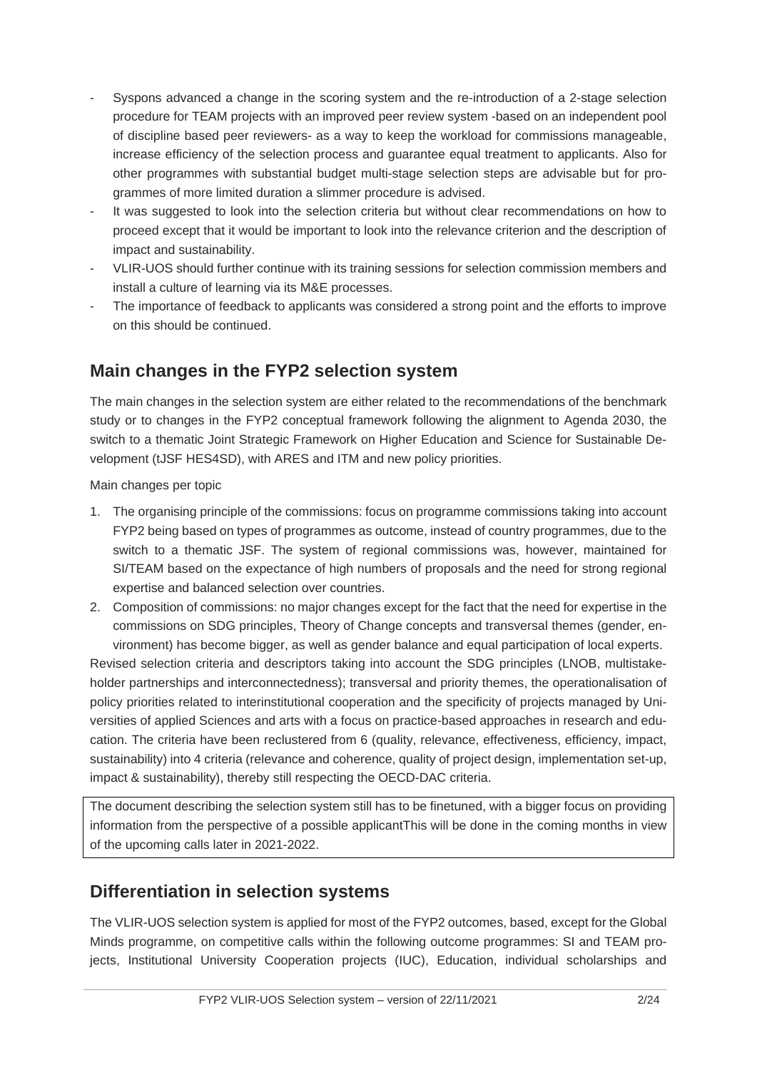- Syspons advanced a change in the scoring system and the re-introduction of a 2-stage selection procedure for TEAM projects with an improved peer review system -based on an independent pool of discipline based peer reviewers- as a way to keep the workload for commissions manageable, increase efficiency of the selection process and guarantee equal treatment to applicants. Also for other programmes with substantial budget multi-stage selection steps are advisable but for programmes of more limited duration a slimmer procedure is advised.
- It was suggested to look into the selection criteria but without clear recommendations on how to proceed except that it would be important to look into the relevance criterion and the description of impact and sustainability.
- VLIR-UOS should further continue with its training sessions for selection commission members and install a culture of learning via its M&E processes.
- The importance of feedback to applicants was considered a strong point and the efforts to improve on this should be continued.

## Main changes in the FYP2 selection system

The main changes in the selection system are either related to the recommendations of the benchmark study or to changes in the FYP2 conceptual framework following the alignment to Agenda 2030, the switch to a thematic Joint Strategic Framework on Higher Education and Science for Sustainable Development (tJSF HES4SD), with ARES and ITM and new policy priorities.

Main changes per topic

1. The organising principle of the commissions: focus on programme commissions taking into account FYP2 being based on types of programmes as outcome, instead of country programmes, due to the switch to a thematic JSF. The system of regional commissions was, however, maintained for SI/TEAM based on the expectance of high numbers of proposals and the need for strong regional expertise and balanced selection over countries.
2. Composition of commissions: no major changes except for the fact that the need for expertise in the commissions on SDG principles, Theory of Change concepts and transversal themes (gender, environment) has become bigger, as well as gender balance and equal participation of local experts.

Revised selection criteria and descriptors taking into account the SDG principles (LNOB, multistakeholder partnerships and interconnectedness); transversal and priority themes, the operationalisation of policy priorities related to interinstitutional cooperation and the specificity of projects managed by Universities of applied Sciences and arts with a focus on practice-based approaches in research and education. The criteria have been reclustered from 6 (quality, relevance, effectiveness, efficiency, impact, sustainability) into 4 criteria (relevance and coherence, quality of project design, implementation set-up, impact & sustainability), thereby still respecting the OECD-DAC criteria.

The document describing the selection system still has to be finetuned, with a bigger focus on providing information from the perspective of a possible applicantThis will be done in the coming months in view of the upcoming calls later in 2021-2022.

## Differentiation in selection systems

The VLIR-UOS selection system is applied for most of the FYP2 outcomes, based, except for the Global Minds programme, on competitive calls within the following outcome programmes: SI and TEAM projects, Institutional University Cooperation projects (IUC), Education, individual scholarships and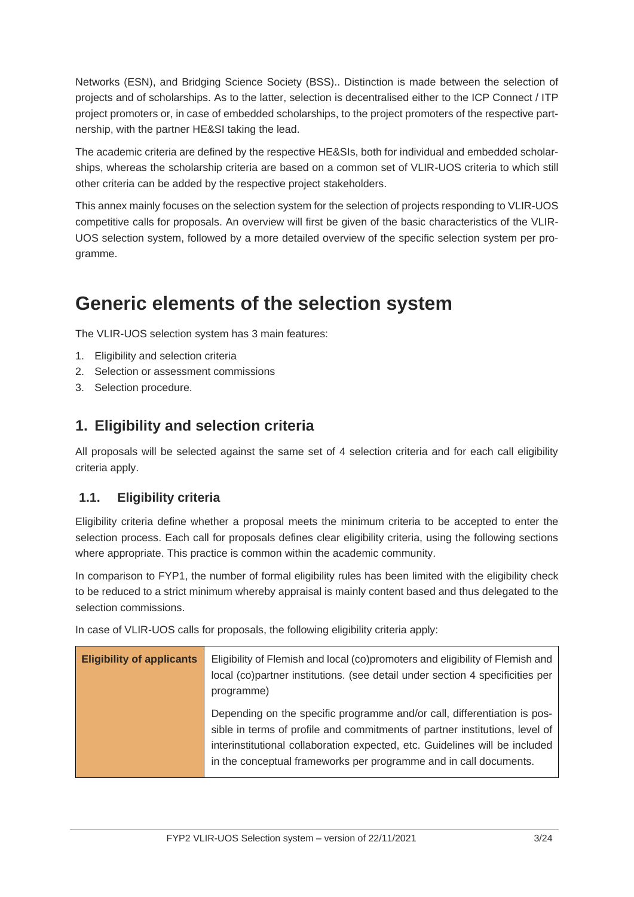Networks (ESN), and Bridging Science Society (BSS).. Distinction is made between the selection of projects and of scholarships. As to the latter, selection is decentralised either to the ICP Connect / ITP project promoters or, in case of embedded scholarships, to the project promoters of the respective partnership, with the partner HE&SI taking the lead.

The academic criteria are defined by the respective HE&SIs, both for individual and embedded scholarships, whereas the scholarship criteria are based on a common set of VLIR-UOS criteria to which still other criteria can be added by the respective project stakeholders.

This annex mainly focuses on the selection system for the selection of projects responding to VLIR-UOS competitive calls for proposals. An overview will first be given of the basic characteristics of the VLIR-UOS selection system, followed by a more detailed overview of the specific selection system per programme.

# Generic elements of the selection system

The VLIR-UOS selection system has 3 main features:

1. Eligibility and selection criteria
2. Selection or assessment commissions
3. Selection procedure.

## 1. Eligibility and selection criteria

All proposals will be selected against the same set of 4 selection criteria and for each call eligibility criteria apply.

### 1.1. Eligibility criteria

Eligibility criteria define whether a proposal meets the minimum criteria to be accepted to enter the selection process. Each call for proposals defines clear eligibility criteria, using the following sections where appropriate. This practice is common within the academic community.

In comparison to FYP1, the number of formal eligibility rules has been limited with the eligibility check to be reduced to a strict minimum whereby appraisal is mainly content based and thus delegated to the selection commissions.

In case of VLIR-UOS calls for proposals, the following eligibility criteria apply:

| **Eligibility of applicants** | Eligibility of Flemish and local (co)promoters and eligibility of Flemish and local (co)partner institutions. (see detail under section 4 specificities per programme)<br><br>Depending on the specific programme and/or call, differentiation is possible in terms of profile and commitments of partner institutions, level of interinstitutional collaboration expected, etc. Guidelines will be included in the conceptual frameworks per programme and in call documents. |
|---|---|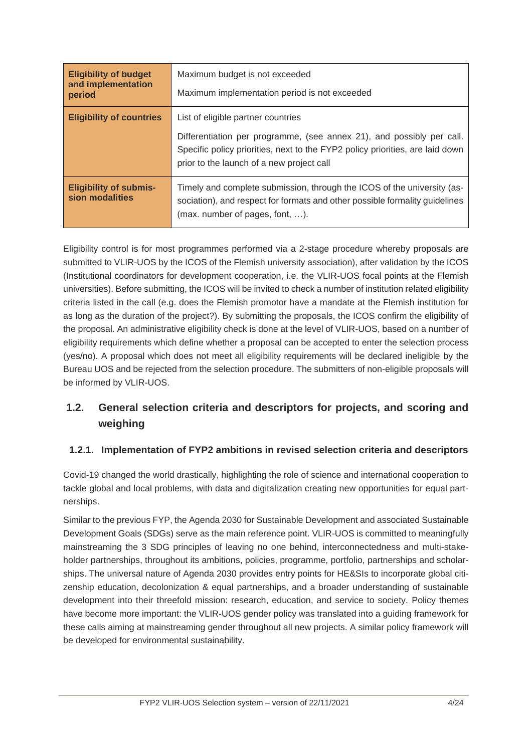| | |
|---|---|
| **Eligibility of budget and implementation period** | Maximum budget is not exceeded<br>Maximum implementation period is not exceeded |
| **Eligibility of countries** | List of eligible partner countries<br>Differentiation per programme, (see annex 21), and possibly per call. Specific policy priorities, next to the FYP2 policy priorities, are laid down prior to the launch of a new project call |
| **Eligibility of submission modalities** | Timely and complete submission, through the ICOS of the university (association), and respect for formats and other possible formality guidelines (max. number of pages, font, …). |

Eligibility control is for most programmes performed via a 2-stage procedure whereby proposals are submitted to VLIR-UOS by the ICOS of the Flemish university association), after validation by the ICOS (Institutional coordinators for development cooperation, i.e. the VLIR-UOS focal points at the Flemish universities). Before submitting, the ICOS will be invited to check a number of institution related eligibility criteria listed in the call (e.g. does the Flemish promotor have a mandate at the Flemish institution for as long as the duration of the project?). By submitting the proposals, the ICOS confirm the eligibility of the proposal. An administrative eligibility check is done at the level of VLIR-UOS, based on a number of eligibility requirements which define whether a proposal can be accepted to enter the selection process (yes/no). A proposal which does not meet all eligibility requirements will be declared ineligible by the Bureau UOS and be rejected from the selection procedure. The submitters of non-eligible proposals will be informed by VLIR-UOS.

## 1.2. General selection criteria and descriptors for projects, and scoring and weighing

### 1.2.1. Implementation of FYP2 ambitions in revised selection criteria and descriptors

Covid-19 changed the world drastically, highlighting the role of science and international cooperation to tackle global and local problems, with data and digitalization creating new opportunities for equal partnerships.

Similar to the previous FYP, the Agenda 2030 for Sustainable Development and associated Sustainable Development Goals (SDGs) serve as the main reference point. VLIR-UOS is committed to meaningfully mainstreaming the 3 SDG principles of leaving no one behind, interconnectedness and multi-stakeholder partnerships, throughout its ambitions, policies, programme, portfolio, partnerships and scholarships. The universal nature of Agenda 2030 provides entry points for HE&SIs to incorporate global citizenship education, decolonization & equal partnerships, and a broader understanding of sustainable development into their threefold mission: research, education, and service to society. Policy themes have become more important: the VLIR-UOS gender policy was translated into a guiding framework for these calls aiming at mainstreaming gender throughout all new projects. A similar policy framework will be developed for environmental sustainability.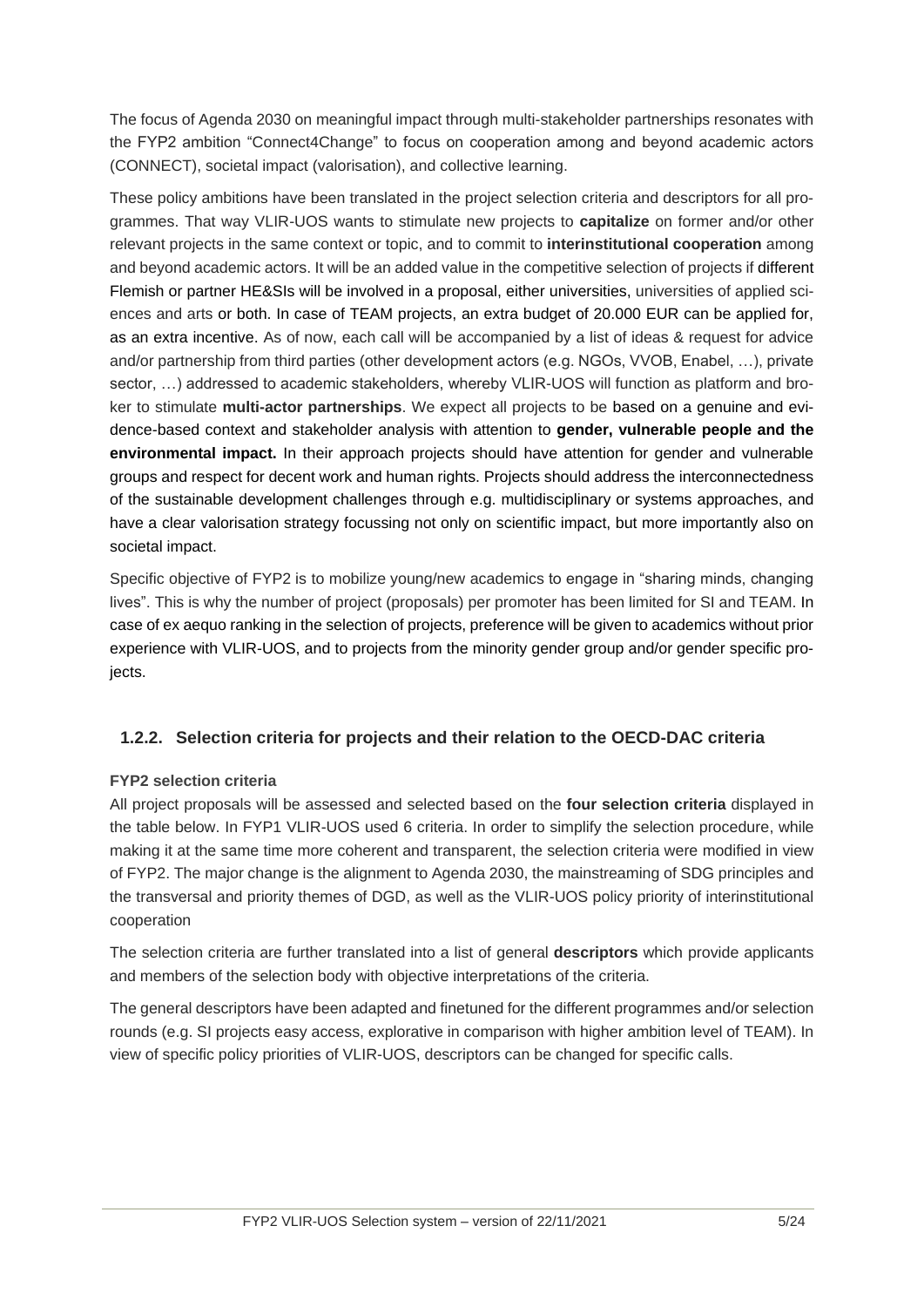The focus of Agenda 2030 on meaningful impact through multi-stakeholder partnerships resonates with the FYP2 ambition "Connect4Change" to focus on cooperation among and beyond academic actors (CONNECT), societal impact (valorisation), and collective learning.

These policy ambitions have been translated in the project selection criteria and descriptors for all programmes. That way VLIR-UOS wants to stimulate new projects to **capitalize** on former and/or other relevant projects in the same context or topic, and to commit to **interinstitutional cooperation** among and beyond academic actors. It will be an added value in the competitive selection of projects if different Flemish or partner HE&SIs will be involved in a proposal, either universities, universities of applied sciences and arts or both. In case of TEAM projects, an extra budget of 20.000 EUR can be applied for, as an extra incentive. As of now, each call will be accompanied by a list of ideas & request for advice and/or partnership from third parties (other development actors (e.g. NGOs, VVOB, Enabel, …), private sector, …) addressed to academic stakeholders, whereby VLIR-UOS will function as platform and broker to stimulate **multi-actor partnerships**. We expect all projects to be based on a genuine and evidence-based context and stakeholder analysis with attention to **gender, vulnerable people and the environmental impact.** In their approach projects should have attention for gender and vulnerable groups and respect for decent work and human rights. Projects should address the interconnectedness of the sustainable development challenges through e.g. multidisciplinary or systems approaches, and have a clear valorisation strategy focussing not only on scientific impact, but more importantly also on societal impact.

Specific objective of FYP2 is to mobilize young/new academics to engage in "sharing minds, changing lives". This is why the number of project (proposals) per promoter has been limited for SI and TEAM. In case of ex aequo ranking in the selection of projects, preference will be given to academics without prior experience with VLIR-UOS, and to projects from the minority gender group and/or gender specific projects.

### 1.2.2. Selection criteria for projects and their relation to the OECD-DAC criteria

**FYP2 selection criteria**

All project proposals will be assessed and selected based on the **four selection criteria** displayed in the table below. In FYP1 VLIR-UOS used 6 criteria. In order to simplify the selection procedure, while making it at the same time more coherent and transparent, the selection criteria were modified in view of FYP2. The major change is the alignment to Agenda 2030, the mainstreaming of SDG principles and the transversal and priority themes of DGD, as well as the VLIR-UOS policy priority of interinstitutional cooperation

The selection criteria are further translated into a list of general **descriptors** which provide applicants and members of the selection body with objective interpretations of the criteria.

The general descriptors have been adapted and finetuned for the different programmes and/or selection rounds (e.g. SI projects easy access, explorative in comparison with higher ambition level of TEAM). In view of specific policy priorities of VLIR-UOS, descriptors can be changed for specific calls.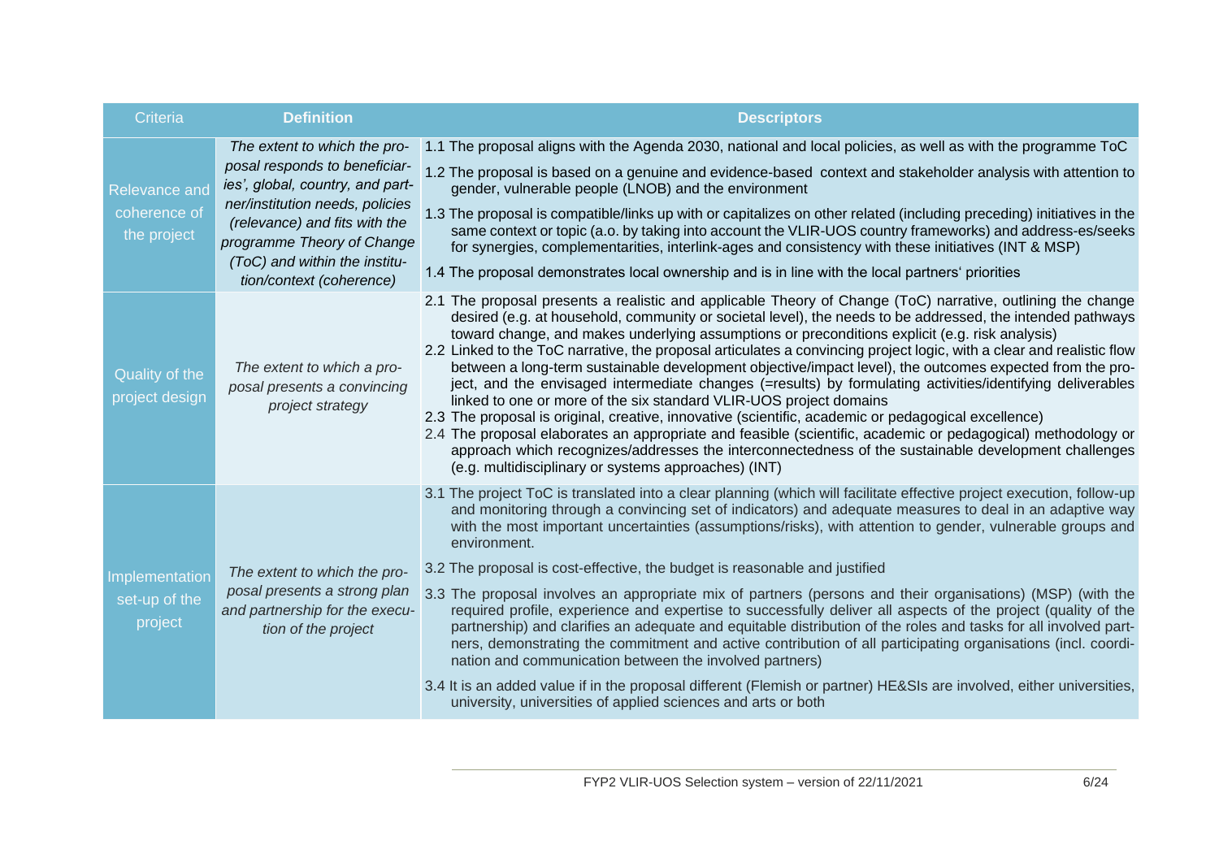| Criteria | Definition | Descriptors |
|---|---|---|
| Relevance and coherence of the project | *The extent to which the proposal responds to beneficiaries', global, country, and partner/institution needs, policies (relevance) and fits with the programme Theory of Change (ToC) and within the institution/context (coherence)* | 1.1 The proposal aligns with the Agenda 2030, national and local policies, as well as with the programme ToC<br>1.2 The proposal is based on a genuine and evidence-based context and stakeholder analysis with attention to gender, vulnerable people (LNOB) and the environment<br>1.3 The proposal is compatible/links up with or capitalizes on other related (including preceding) initiatives in the same context or topic (a.o. by taking into account the VLIR-UOS country frameworks) and address-es/seeks for synergies, complementarities, interlink-ages and consistency with these initiatives (INT & MSP)<br>1.4 The proposal demonstrates local ownership and is in line with the local partners' priorities |
| Quality of the project design | *The extent to which a proposal presents a convincing project strategy* | 2.1 The proposal presents a realistic and applicable Theory of Change (ToC) narrative, outlining the change desired (e.g. at household, community or societal level), the needs to be addressed, the intended pathways toward change, and makes underlying assumptions or preconditions explicit (e.g. risk analysis)<br>2.2 Linked to the ToC narrative, the proposal articulates a convincing project logic, with a clear and realistic flow between a long-term sustainable development objective/impact level), the outcomes expected from the project, and the envisaged intermediate changes (=results) by formulating activities/identifying deliverables linked to one or more of the six standard VLIR-UOS project domains<br>2.3 The proposal is original, creative, innovative (scientific, academic or pedagogical excellence)<br>2.4 The proposal elaborates an appropriate and feasible (scientific, academic or pedagogical) methodology or approach which recognizes/addresses the interconnectedness of the sustainable development challenges (e.g. multidisciplinary or systems approaches) (INT) |
| Implementation set-up of the project | *The extent to which the proposal presents a strong plan and partnership for the execution of the project* | 3.1 The project ToC is translated into a clear planning (which will facilitate effective project execution, follow-up and monitoring through a convincing set of indicators) and adequate measures to deal in an adaptive way with the most important uncertainties (assumptions/risks), with attention to gender, vulnerable groups and environment.<br>3.2 The proposal is cost-effective, the budget is reasonable and justified<br>3.3 The proposal involves an appropriate mix of partners (persons and their organisations) (MSP) (with the required profile, experience and expertise to successfully deliver all aspects of the project (quality of the partnership) and clarifies an adequate and equitable distribution of the roles and tasks for all involved partners, demonstrating the commitment and active contribution of all participating organisations (incl. coordination and communication between the involved partners)<br>3.4 It is an added value if in the proposal different (Flemish or partner) HE&SIs are involved, either universities, university, universities of applied sciences and arts or both |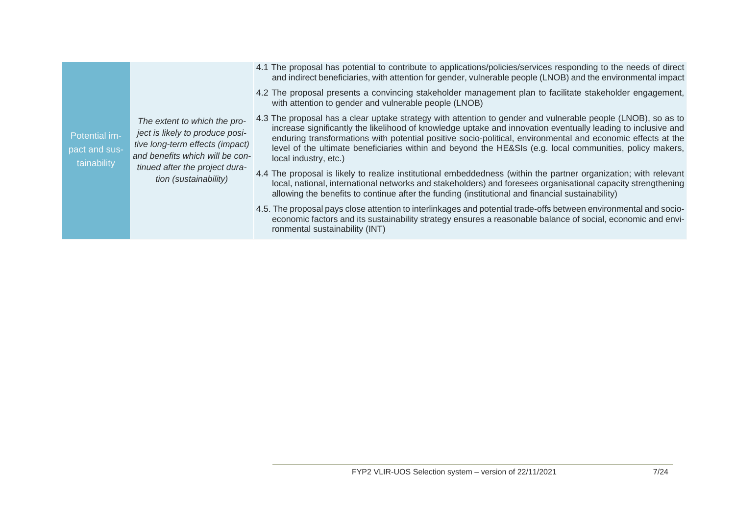| | | |
|---|---|---|
| Potential impact and sustainability | *The extent to which the project is likely to produce positive long-term effects (impact) and benefits which will be continued after the project duration (sustainability)* | 4.1 The proposal has potential to contribute to applications/policies/services responding to the needs of direct and indirect beneficiaries, with attention for gender, vulnerable people (LNOB) and the environmental impact<br>4.2 The proposal presents a convincing stakeholder management plan to facilitate stakeholder engagement, with attention to gender and vulnerable people (LNOB)<br>4.3 The proposal has a clear uptake strategy with attention to gender and vulnerable people (LNOB), so as to increase significantly the likelihood of knowledge uptake and innovation eventually leading to inclusive and enduring transformations with potential positive socio-political, environmental and economic effects at the level of the ultimate beneficiaries within and beyond the HE&SIs (e.g. local communities, policy makers, local industry, etc.)<br>4.4 The proposal is likely to realize institutional embeddedness (within the partner organization; with relevant local, national, international networks and stakeholders) and foresees organisational capacity strengthening allowing the benefits to continue after the funding (institutional and financial sustainability)<br>4.5. The proposal pays close attention to interlinkages and potential trade-offs between environmental and socio-economic factors and its sustainability strategy ensures a reasonable balance of social, economic and environmental sustainability (INT) |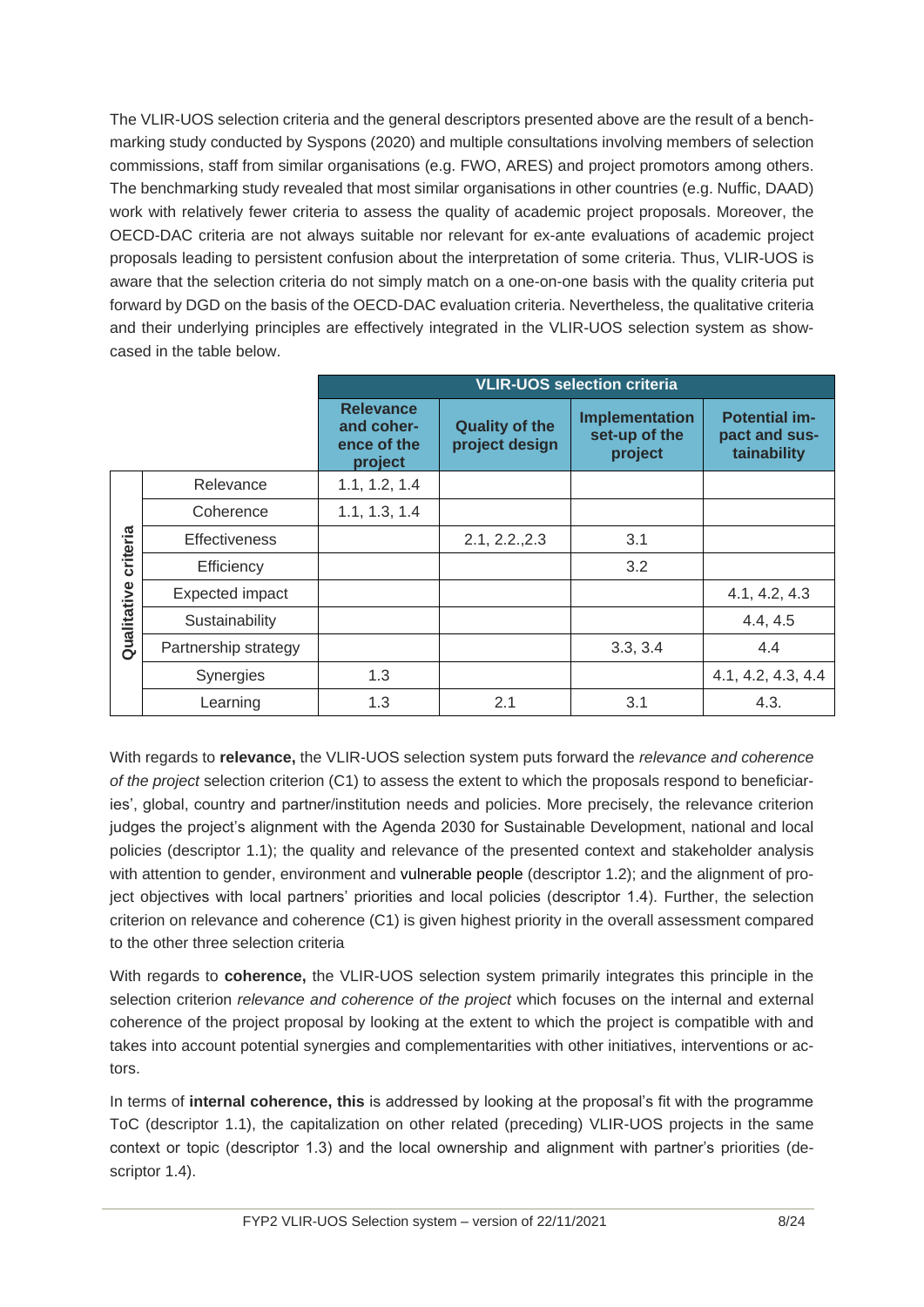The VLIR-UOS selection criteria and the general descriptors presented above are the result of a benchmarking study conducted by Syspons (2020) and multiple consultations involving members of selection commissions, staff from similar organisations (e.g. FWO, ARES) and project promotors among others. The benchmarking study revealed that most similar organisations in other countries (e.g. Nuffic, DAAD) work with relatively fewer criteria to assess the quality of academic project proposals. Moreover, the OECD-DAC criteria are not always suitable nor relevant for ex-ante evaluations of academic project proposals leading to persistent confusion about the interpretation of some criteria. Thus, VLIR-UOS is aware that the selection criteria do not simply match on a one-on-one basis with the quality criteria put forward by DGD on the basis of the OECD-DAC evaluation criteria. Nevertheless, the qualitative criteria and their underlying principles are effectively integrated in the VLIR-UOS selection system as showcased in the table below.

| | | VLIR-UOS selection criteria | | | |
|---|---|---|---|---|---|
| | | **Relevance and coherence of the project** | **Quality of the project design** | **Implementation set-up of the project** | **Potential impact and sustainability** |
| **Qualitative criteria** | Relevance | 1.1, 1.2, 1.4 | | | |
| | Coherence | 1.1, 1.3, 1.4 | | | |
| | Effectiveness | | 2.1, 2.2.,2.3 | 3.1 | |
| | Efficiency | | | 3.2 | |
| | Expected impact | | | | 4.1, 4.2, 4.3 |
| | Sustainability | | | | 4.4, 4.5 |
| | Partnership strategy | | | 3.3, 3.4 | 4.4 |
| | Synergies | 1.3 | | | 4.1, 4.2, 4.3, 4.4 |
| | Learning | 1.3 | 2.1 | 3.1 | 4.3. |

With regards to **relevance,** the VLIR-UOS selection system puts forward the *relevance and coherence of the project* selection criterion (C1) to assess the extent to which the proposals respond to beneficiaries', global, country and partner/institution needs and policies. More precisely, the relevance criterion judges the project's alignment with the Agenda 2030 for Sustainable Development, national and local policies (descriptor 1.1); the quality and relevance of the presented context and stakeholder analysis with attention to gender, environment and vulnerable people (descriptor 1.2); and the alignment of project objectives with local partners' priorities and local policies (descriptor 1.4). Further, the selection criterion on relevance and coherence (C1) is given highest priority in the overall assessment compared to the other three selection criteria

With regards to **coherence,** the VLIR-UOS selection system primarily integrates this principle in the selection criterion *relevance and coherence of the project* which focuses on the internal and external coherence of the project proposal by looking at the extent to which the project is compatible with and takes into account potential synergies and complementarities with other initiatives, interventions or actors.

In terms of **internal coherence, this** is addressed by looking at the proposal's fit with the programme ToC (descriptor 1.1), the capitalization on other related (preceding) VLIR-UOS projects in the same context or topic (descriptor 1.3) and the local ownership and alignment with partner's priorities (descriptor 1.4).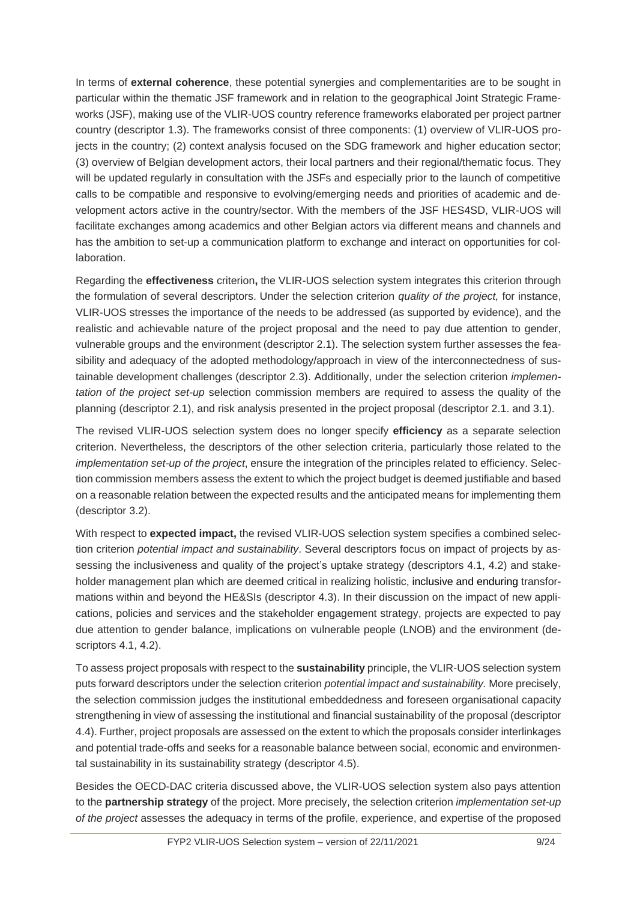In terms of **external coherence**, these potential synergies and complementarities are to be sought in particular within the thematic JSF framework and in relation to the geographical Joint Strategic Frameworks (JSF), making use of the VLIR-UOS country reference frameworks elaborated per project partner country (descriptor 1.3). The frameworks consist of three components: (1) overview of VLIR-UOS projects in the country; (2) context analysis focused on the SDG framework and higher education sector; (3) overview of Belgian development actors, their local partners and their regional/thematic focus. They will be updated regularly in consultation with the JSFs and especially prior to the launch of competitive calls to be compatible and responsive to evolving/emerging needs and priorities of academic and development actors active in the country/sector. With the members of the JSF HES4SD, VLIR-UOS will facilitate exchanges among academics and other Belgian actors via different means and channels and has the ambition to set-up a communication platform to exchange and interact on opportunities for collaboration.

Regarding the **effectiveness** criterion**,** the VLIR-UOS selection system integrates this criterion through the formulation of several descriptors. Under the selection criterion *quality of the project,* for instance, VLIR-UOS stresses the importance of the needs to be addressed (as supported by evidence), and the realistic and achievable nature of the project proposal and the need to pay due attention to gender, vulnerable groups and the environment (descriptor 2.1). The selection system further assesses the feasibility and adequacy of the adopted methodology/approach in view of the interconnectedness of sustainable development challenges (descriptor 2.3). Additionally, under the selection criterion *implementation of the project set-up* selection commission members are required to assess the quality of the planning (descriptor 2.1), and risk analysis presented in the project proposal (descriptor 2.1. and 3.1).

The revised VLIR-UOS selection system does no longer specify **efficiency** as a separate selection criterion. Nevertheless, the descriptors of the other selection criteria, particularly those related to the *implementation set-up of the project*, ensure the integration of the principles related to efficiency. Selection commission members assess the extent to which the project budget is deemed justifiable and based on a reasonable relation between the expected results and the anticipated means for implementing them (descriptor 3.2).

With respect to **expected impact,** the revised VLIR-UOS selection system specifies a combined selection criterion *potential impact and sustainability*. Several descriptors focus on impact of projects by assessing the inclusiveness and quality of the project's uptake strategy (descriptors 4.1, 4.2) and stakeholder management plan which are deemed critical in realizing holistic, inclusive and enduring transformations within and beyond the HE&SIs (descriptor 4.3). In their discussion on the impact of new applications, policies and services and the stakeholder engagement strategy, projects are expected to pay due attention to gender balance, implications on vulnerable people (LNOB) and the environment (descriptors 4.1, 4.2).

To assess project proposals with respect to the **sustainability** principle, the VLIR-UOS selection system puts forward descriptors under the selection criterion *potential impact and sustainability.* More precisely, the selection commission judges the institutional embeddedness and foreseen organisational capacity strengthening in view of assessing the institutional and financial sustainability of the proposal (descriptor 4.4). Further, project proposals are assessed on the extent to which the proposals consider interlinkages and potential trade-offs and seeks for a reasonable balance between social, economic and environmental sustainability in its sustainability strategy (descriptor 4.5).

Besides the OECD-DAC criteria discussed above, the VLIR-UOS selection system also pays attention to the **partnership strategy** of the project. More precisely, the selection criterion *implementation set-up of the project* assesses the adequacy in terms of the profile, experience, and expertise of the proposed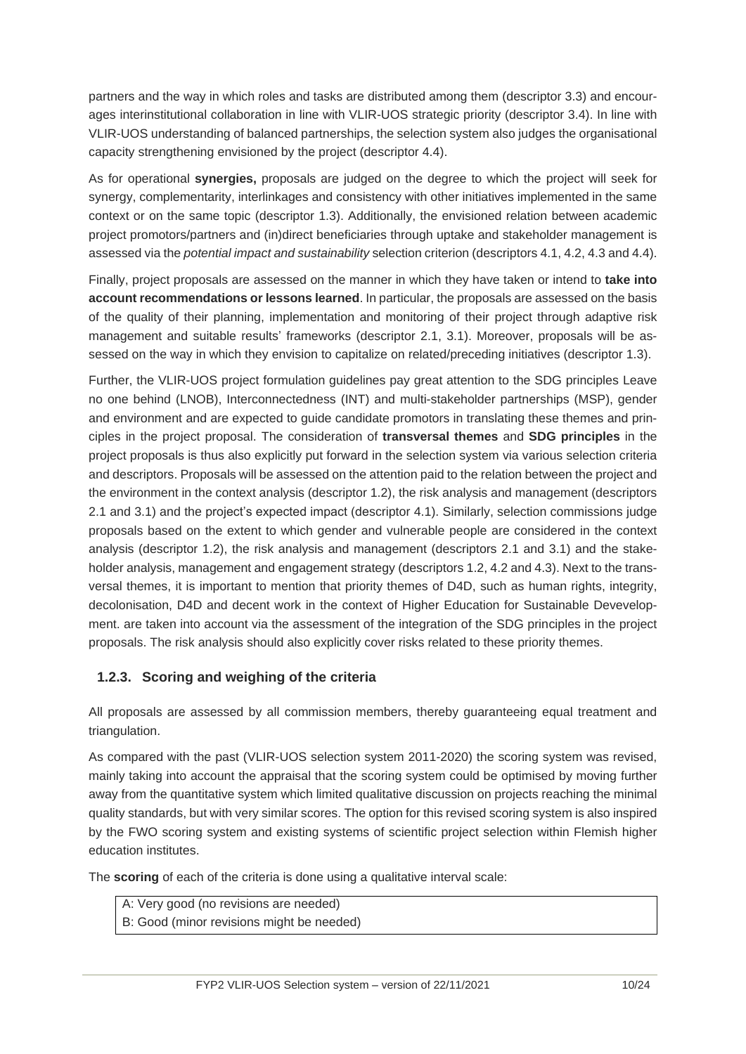partners and the way in which roles and tasks are distributed among them (descriptor 3.3) and encourages interinstitutional collaboration in line with VLIR-UOS strategic priority (descriptor 3.4). In line with VLIR-UOS understanding of balanced partnerships, the selection system also judges the organisational capacity strengthening envisioned by the project (descriptor 4.4).

As for operational **synergies,** proposals are judged on the degree to which the project will seek for synergy, complementarity, interlinkages and consistency with other initiatives implemented in the same context or on the same topic (descriptor 1.3). Additionally, the envisioned relation between academic project promotors/partners and (in)direct beneficiaries through uptake and stakeholder management is assessed via the *potential impact and sustainability* selection criterion (descriptors 4.1, 4.2, 4.3 and 4.4).

Finally, project proposals are assessed on the manner in which they have taken or intend to **take into account recommendations or lessons learned**. In particular, the proposals are assessed on the basis of the quality of their planning, implementation and monitoring of their project through adaptive risk management and suitable results' frameworks (descriptor 2.1, 3.1). Moreover, proposals will be assessed on the way in which they envision to capitalize on related/preceding initiatives (descriptor 1.3).

Further, the VLIR-UOS project formulation guidelines pay great attention to the SDG principles Leave no one behind (LNOB), Interconnectedness (INT) and multi-stakeholder partnerships (MSP), gender and environment and are expected to guide candidate promotors in translating these themes and principles in the project proposal. The consideration of **transversal themes** and **SDG principles** in the project proposals is thus also explicitly put forward in the selection system via various selection criteria and descriptors. Proposals will be assessed on the attention paid to the relation between the project and the environment in the context analysis (descriptor 1.2), the risk analysis and management (descriptors 2.1 and 3.1) and the project's expected impact (descriptor 4.1). Similarly, selection commissions judge proposals based on the extent to which gender and vulnerable people are considered in the context analysis (descriptor 1.2), the risk analysis and management (descriptors 2.1 and 3.1) and the stakeholder analysis, management and engagement strategy (descriptors 1.2, 4.2 and 4.3). Next to the transversal themes, it is important to mention that priority themes of D4D, such as human rights, integrity, decolonisation, D4D and decent work in the context of Higher Education for Sustainable Devevelopment. are taken into account via the assessment of the integration of the SDG principles in the project proposals. The risk analysis should also explicitly cover risks related to these priority themes.

### 1.2.3. Scoring and weighing of the criteria

All proposals are assessed by all commission members, thereby guaranteeing equal treatment and triangulation.

As compared with the past (VLIR-UOS selection system 2011-2020) the scoring system was revised, mainly taking into account the appraisal that the scoring system could be optimised by moving further away from the quantitative system which limited qualitative discussion on projects reaching the minimal quality standards, but with very similar scores. The option for this revised scoring system is also inspired by the FWO scoring system and existing systems of scientific project selection within Flemish higher education institutes.

The **scoring** of each of the criteria is done using a qualitative interval scale:

A: Very good (no revisions are needed)
B: Good (minor revisions might be needed)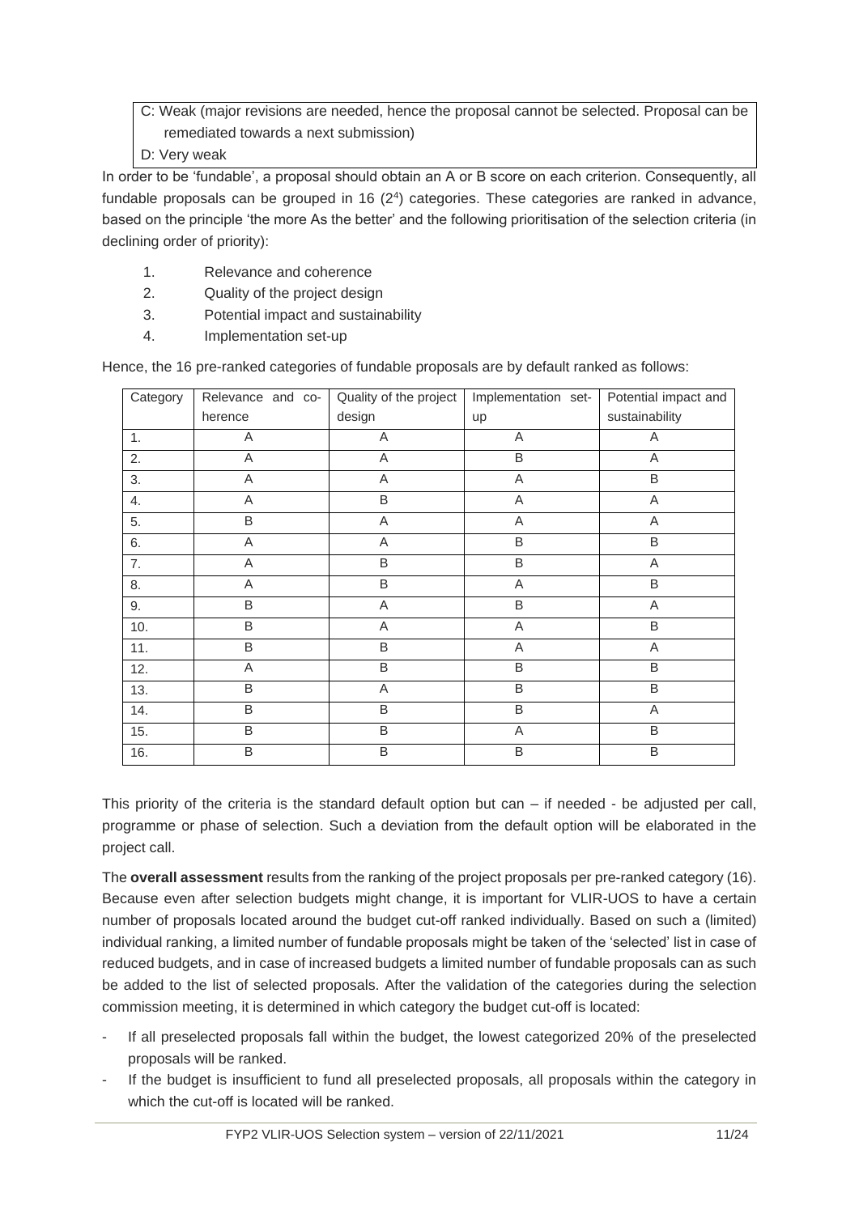C: Weak (major revisions are needed, hence the proposal cannot be selected. Proposal can be remediated towards a next submission)

D: Very weak

In order to be 'fundable', a proposal should obtain an A or B score on each criterion. Consequently, all fundable proposals can be grouped in 16 ($2^4$) categories. These categories are ranked in advance, based on the principle 'the more As the better' and the following prioritisation of the selection criteria (in declining order of priority):

1. Relevance and coherence
2. Quality of the project design
3. Potential impact and sustainability
4. Implementation set-up

Hence, the 16 pre-ranked categories of fundable proposals are by default ranked as follows:

| Category | Relevance and coherence | Quality of the project design | Implementation set-up | Potential impact and sustainability |
|---|---|---|---|---|
| 1. | A | A | A | A |
| 2. | A | A | B | A |
| 3. | A | A | A | B |
| 4. | A | B | A | A |
| 5. | B | A | A | A |
| 6. | A | A | B | B |
| 7. | A | B | B | A |
| 8. | A | B | A | B |
| 9. | B | A | B | A |
| 10. | B | A | A | B |
| 11. | B | B | A | A |
| 12. | A | B | B | B |
| 13. | B | A | B | B |
| 14. | B | B | B | A |
| 15. | B | B | A | B |
| 16. | B | B | B | B |

This priority of the criteria is the standard default option but can – if needed - be adjusted per call, programme or phase of selection. Such a deviation from the default option will be elaborated in the project call.

The **overall assessment** results from the ranking of the project proposals per pre-ranked category (16). Because even after selection budgets might change, it is important for VLIR-UOS to have a certain number of proposals located around the budget cut-off ranked individually. Based on such a (limited) individual ranking, a limited number of fundable proposals might be taken of the 'selected' list in case of reduced budgets, and in case of increased budgets a limited number of fundable proposals can as such be added to the list of selected proposals. After the validation of the categories during the selection commission meeting, it is determined in which category the budget cut-off is located:

- If all preselected proposals fall within the budget, the lowest categorized 20% of the preselected proposals will be ranked.
- If the budget is insufficient to fund all preselected proposals, all proposals within the category in which the cut-off is located will be ranked.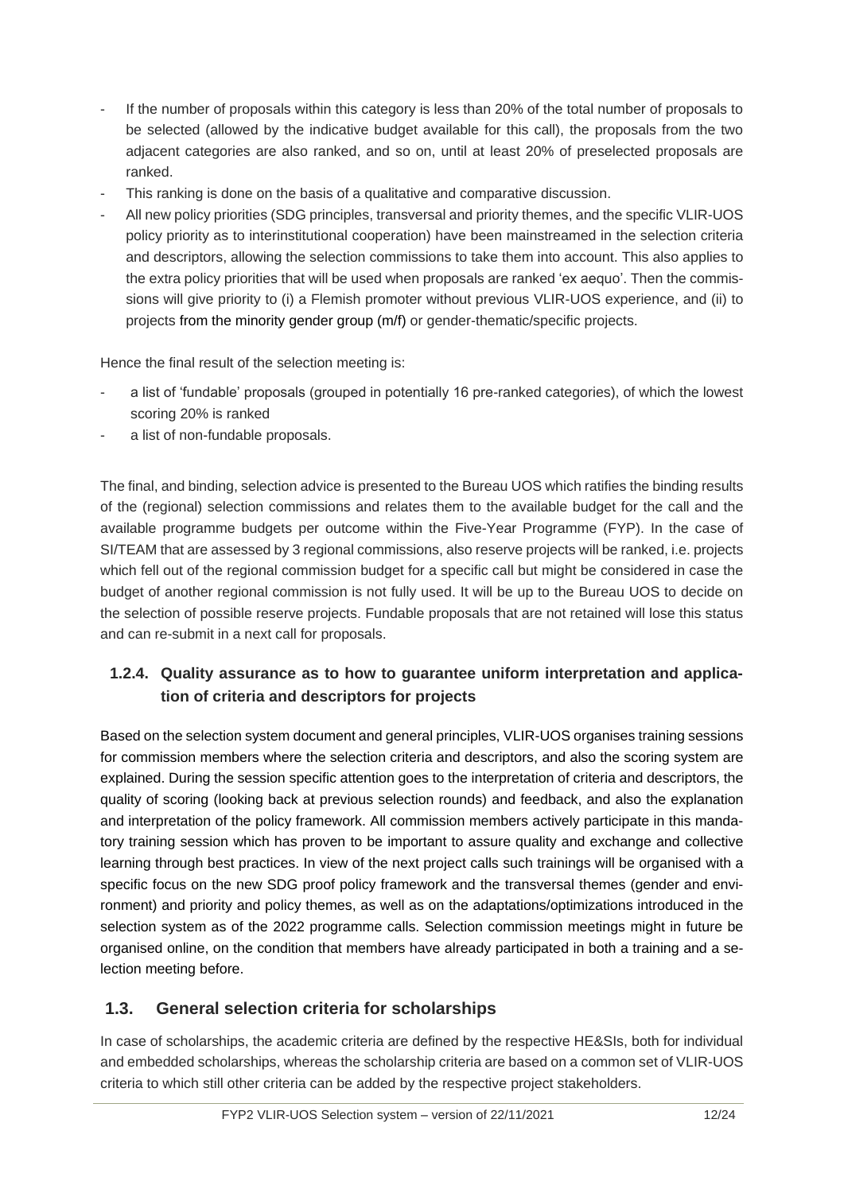- If the number of proposals within this category is less than 20% of the total number of proposals to be selected (allowed by the indicative budget available for this call), the proposals from the two adjacent categories are also ranked, and so on, until at least 20% of preselected proposals are ranked.
- This ranking is done on the basis of a qualitative and comparative discussion.
- All new policy priorities (SDG principles, transversal and priority themes, and the specific VLIR-UOS policy priority as to interinstitutional cooperation) have been mainstreamed in the selection criteria and descriptors, allowing the selection commissions to take them into account. This also applies to the extra policy priorities that will be used when proposals are ranked 'ex aequo'. Then the commissions will give priority to (i) a Flemish promoter without previous VLIR-UOS experience, and (ii) to projects from the minority gender group (m/f) or gender-thematic/specific projects.

Hence the final result of the selection meeting is:

- a list of 'fundable' proposals (grouped in potentially 16 pre-ranked categories), of which the lowest scoring 20% is ranked
- a list of non-fundable proposals.

The final, and binding, selection advice is presented to the Bureau UOS which ratifies the binding results of the (regional) selection commissions and relates them to the available budget for the call and the available programme budgets per outcome within the Five-Year Programme (FYP). In the case of SI/TEAM that are assessed by 3 regional commissions, also reserve projects will be ranked, i.e. projects which fell out of the regional commission budget for a specific call but might be considered in case the budget of another regional commission is not fully used. It will be up to the Bureau UOS to decide on the selection of possible reserve projects. Fundable proposals that are not retained will lose this status and can re-submit in a next call for proposals.

### 1.2.4. Quality assurance as to how to guarantee uniform interpretation and application of criteria and descriptors for projects

Based on the selection system document and general principles, VLIR-UOS organises training sessions for commission members where the selection criteria and descriptors, and also the scoring system are explained. During the session specific attention goes to the interpretation of criteria and descriptors, the quality of scoring (looking back at previous selection rounds) and feedback, and also the explanation and interpretation of the policy framework. All commission members actively participate in this mandatory training session which has proven to be important to assure quality and exchange and collective learning through best practices. In view of the next project calls such trainings will be organised with a specific focus on the new SDG proof policy framework and the transversal themes (gender and environment) and priority and policy themes, as well as on the adaptations/optimizations introduced in the selection system as of the 2022 programme calls. Selection commission meetings might in future be organised online, on the condition that members have already participated in both a training and a selection meeting before.

## 1.3. General selection criteria for scholarships

In case of scholarships, the academic criteria are defined by the respective HE&SIs, both for individual and embedded scholarships, whereas the scholarship criteria are based on a common set of VLIR-UOS criteria to which still other criteria can be added by the respective project stakeholders.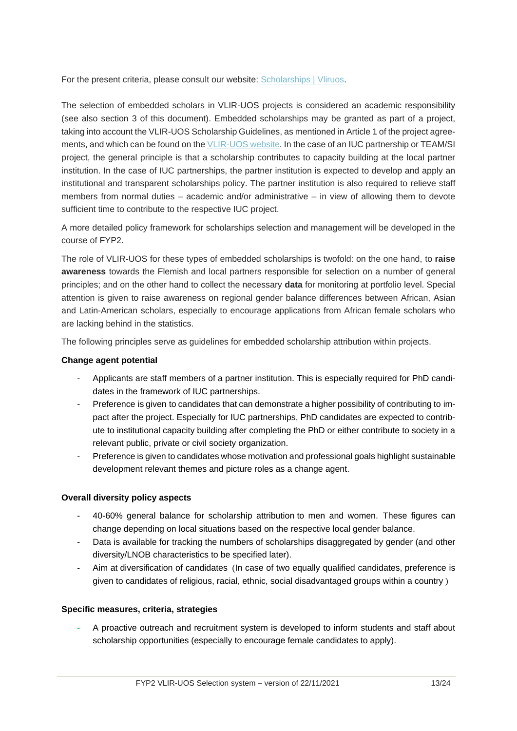For the present criteria, please consult our website: [Scholarships | Vliruos](Scholarships | Vliruos).

The selection of embedded scholars in VLIR-UOS projects is considered an academic responsibility (see also section 3 of this document). Embedded scholarships may be granted as part of a project, taking into account the VLIR-UOS Scholarship Guidelines, as mentioned in Article 1 of the project agreements, and which can be found on the VLIR-UOS website. In the case of an IUC partnership or TEAM/SI project, the general principle is that a scholarship contributes to capacity building at the local partner institution. In the case of IUC partnerships, the partner institution is expected to develop and apply an institutional and transparent scholarships policy. The partner institution is also required to relieve staff members from normal duties – academic and/or administrative – in view of allowing them to devote sufficient time to contribute to the respective IUC project.

A more detailed policy framework for scholarships selection and management will be developed in the course of FYP2.

The role of VLIR-UOS for these types of embedded scholarships is twofold: on the one hand, to **raise awareness** towards the Flemish and local partners responsible for selection on a number of general principles; and on the other hand to collect the necessary **data** for monitoring at portfolio level. Special attention is given to raise awareness on regional gender balance differences between African, Asian and Latin-American scholars, especially to encourage applications from African female scholars who are lacking behind in the statistics.

The following principles serve as guidelines for embedded scholarship attribution within projects.

**Change agent potential**

- Applicants are staff members of a partner institution. This is especially required for PhD candidates in the framework of IUC partnerships.
- Preference is given to candidates that can demonstrate a higher possibility of contributing to impact after the project. Especially for IUC partnerships, PhD candidates are expected to contribute to institutional capacity building after completing the PhD or either contribute to society in a relevant public, private or civil society organization.
- Preference is given to candidates whose motivation and professional goals highlight sustainable development relevant themes and picture roles as a change agent.

**Overall diversity policy aspects**

- 40-60% general balance for scholarship attribution to men and women. These figures can change depending on local situations based on the respective local gender balance.
- Data is available for tracking the numbers of scholarships disaggregated by gender (and other diversity/LNOB characteristics to be specified later).
- Aim at diversification of candidates (In case of two equally qualified candidates, preference is given to candidates of religious, racial, ethnic, social disadvantaged groups within a country )

**Specific measures, criteria, strategies**

- A proactive outreach and recruitment system is developed to inform students and staff about scholarship opportunities (especially to encourage female candidates to apply).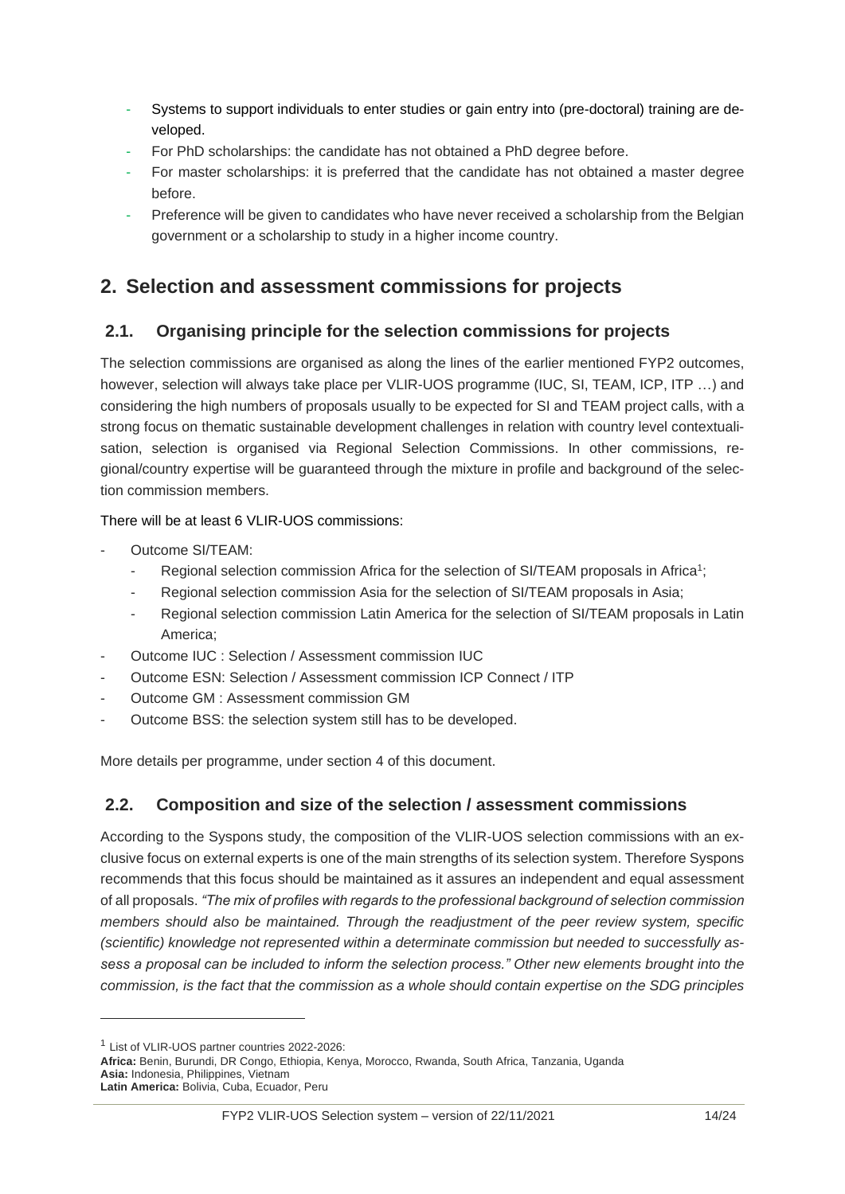- Systems to support individuals to enter studies or gain entry into (pre-doctoral) training are developed.
- For PhD scholarships: the candidate has not obtained a PhD degree before.
- For master scholarships: it is preferred that the candidate has not obtained a master degree before.
- Preference will be given to candidates who have never received a scholarship from the Belgian government or a scholarship to study in a higher income country.

## 2. Selection and assessment commissions for projects

### 2.1. Organising principle for the selection commissions for projects

The selection commissions are organised as along the lines of the earlier mentioned FYP2 outcomes, however, selection will always take place per VLIR-UOS programme (IUC, SI, TEAM, ICP, ITP …) and considering the high numbers of proposals usually to be expected for SI and TEAM project calls, with a strong focus on thematic sustainable development challenges in relation with country level contextualisation, selection is organised via Regional Selection Commissions. In other commissions, regional/country expertise will be guaranteed through the mixture in profile and background of the selection commission members.

There will be at least 6 VLIR-UOS commissions:

- Outcome SI/TEAM:
  - Regional selection commission Africa for the selection of SI/TEAM proposals in Africa[1];
  - Regional selection commission Asia for the selection of SI/TEAM proposals in Asia;
  - Regional selection commission Latin America for the selection of SI/TEAM proposals in Latin America;
- Outcome IUC : Selection / Assessment commission IUC
- Outcome ESN: Selection / Assessment commission ICP Connect / ITP
- Outcome GM : Assessment commission GM
- Outcome BSS: the selection system still has to be developed.

More details per programme, under section 4 of this document.

### 2.2. Composition and size of the selection / assessment commissions

According to the Syspons study, the composition of the VLIR-UOS selection commissions with an exclusive focus on external experts is one of the main strengths of its selection system. Therefore Syspons recommends that this focus should be maintained as it assures an independent and equal assessment of all proposals. *"The mix of profiles with regards to the professional background of selection commission members should also be maintained. Through the readjustment of the peer review system, specific (scientific) knowledge not represented within a determinate commission but needed to successfully assess a proposal can be included to inform the selection process." Other new elements brought into the commission, is the fact that the commission as a whole should contain expertise on the SDG principles*

---

[1] List of VLIR-UOS partner countries 2022-2026:
**Africa:** Benin, Burundi, DR Congo, Ethiopia, Kenya, Morocco, Rwanda, South Africa, Tanzania, Uganda
**Asia:** Indonesia, Philippines, Vietnam
**Latin America:** Bolivia, Cuba, Ecuador, Peru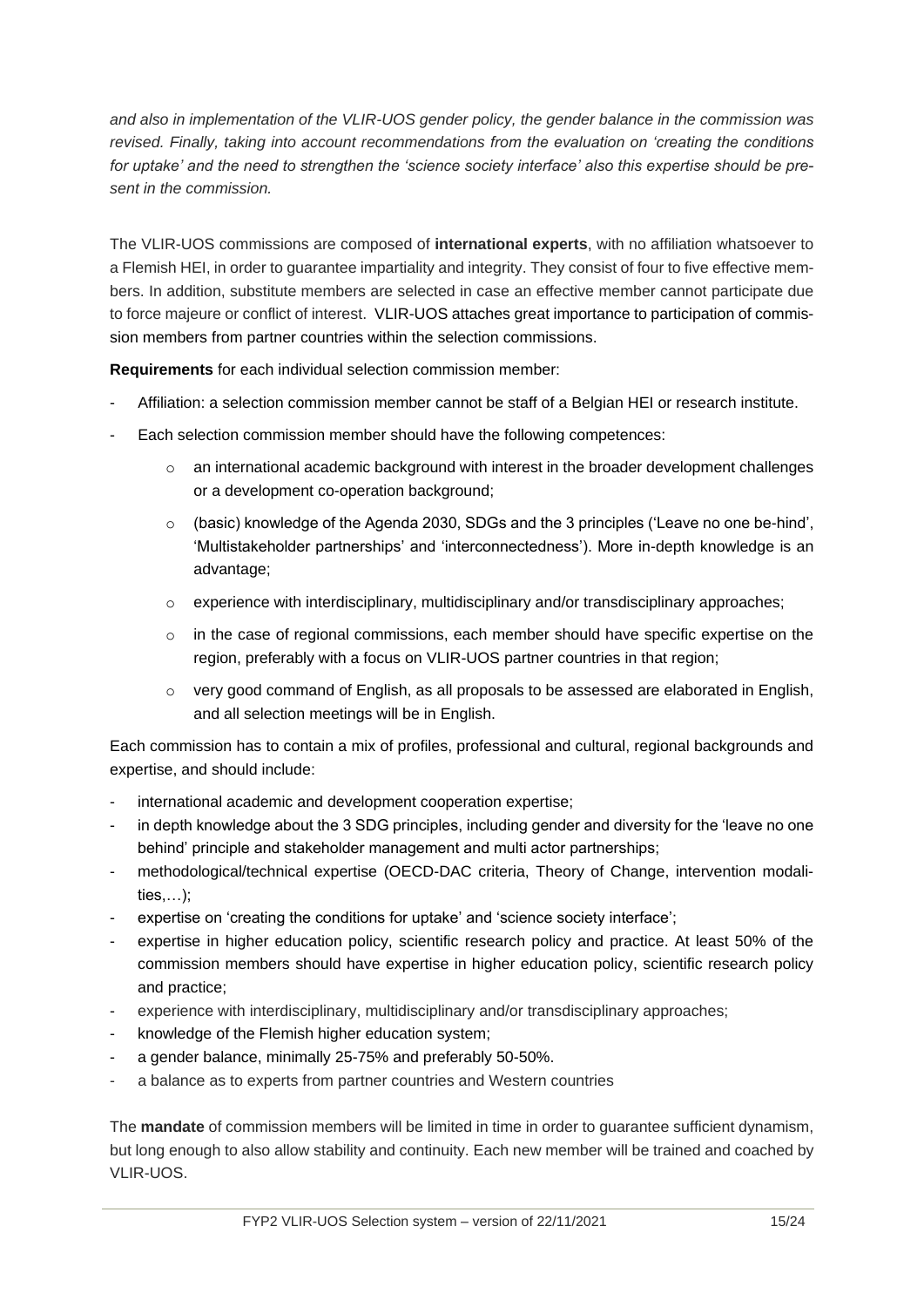*and also in implementation of the VLIR-UOS gender policy, the gender balance in the commission was revised. Finally, taking into account recommendations from the evaluation on 'creating the conditions for uptake' and the need to strengthen the 'science society interface' also this expertise should be present in the commission.*

The VLIR-UOS commissions are composed of **international experts**, with no affiliation whatsoever to a Flemish HEI, in order to guarantee impartiality and integrity. They consist of four to five effective members. In addition, substitute members are selected in case an effective member cannot participate due to force majeure or conflict of interest. VLIR-UOS attaches great importance to participation of commission members from partner countries within the selection commissions.

**Requirements** for each individual selection commission member:

- Affiliation: a selection commission member cannot be staff of a Belgian HEI or research institute.
- Each selection commission member should have the following competences:
  - an international academic background with interest in the broader development challenges or a development co-operation background;
  - (basic) knowledge of the Agenda 2030, SDGs and the 3 principles ('Leave no one be-hind', 'Multistakeholder partnerships' and 'interconnectedness'). More in-depth knowledge is an advantage;
  - experience with interdisciplinary, multidisciplinary and/or transdisciplinary approaches;
  - in the case of regional commissions, each member should have specific expertise on the region, preferably with a focus on VLIR-UOS partner countries in that region;
  - very good command of English, as all proposals to be assessed are elaborated in English, and all selection meetings will be in English.

Each commission has to contain a mix of profiles, professional and cultural, regional backgrounds and expertise, and should include:

- international academic and development cooperation expertise;
- in depth knowledge about the 3 SDG principles, including gender and diversity for the 'leave no one behind' principle and stakeholder management and multi actor partnerships;
- methodological/technical expertise (OECD-DAC criteria, Theory of Change, intervention modalities,…);
- expertise on 'creating the conditions for uptake' and 'science society interface';
- expertise in higher education policy, scientific research policy and practice. At least 50% of the commission members should have expertise in higher education policy, scientific research policy and practice;
- experience with interdisciplinary, multidisciplinary and/or transdisciplinary approaches;
- knowledge of the Flemish higher education system;
- a gender balance, minimally 25-75% and preferably 50-50%.
- a balance as to experts from partner countries and Western countries

The **mandate** of commission members will be limited in time in order to guarantee sufficient dynamism, but long enough to also allow stability and continuity. Each new member will be trained and coached by VLIR-UOS.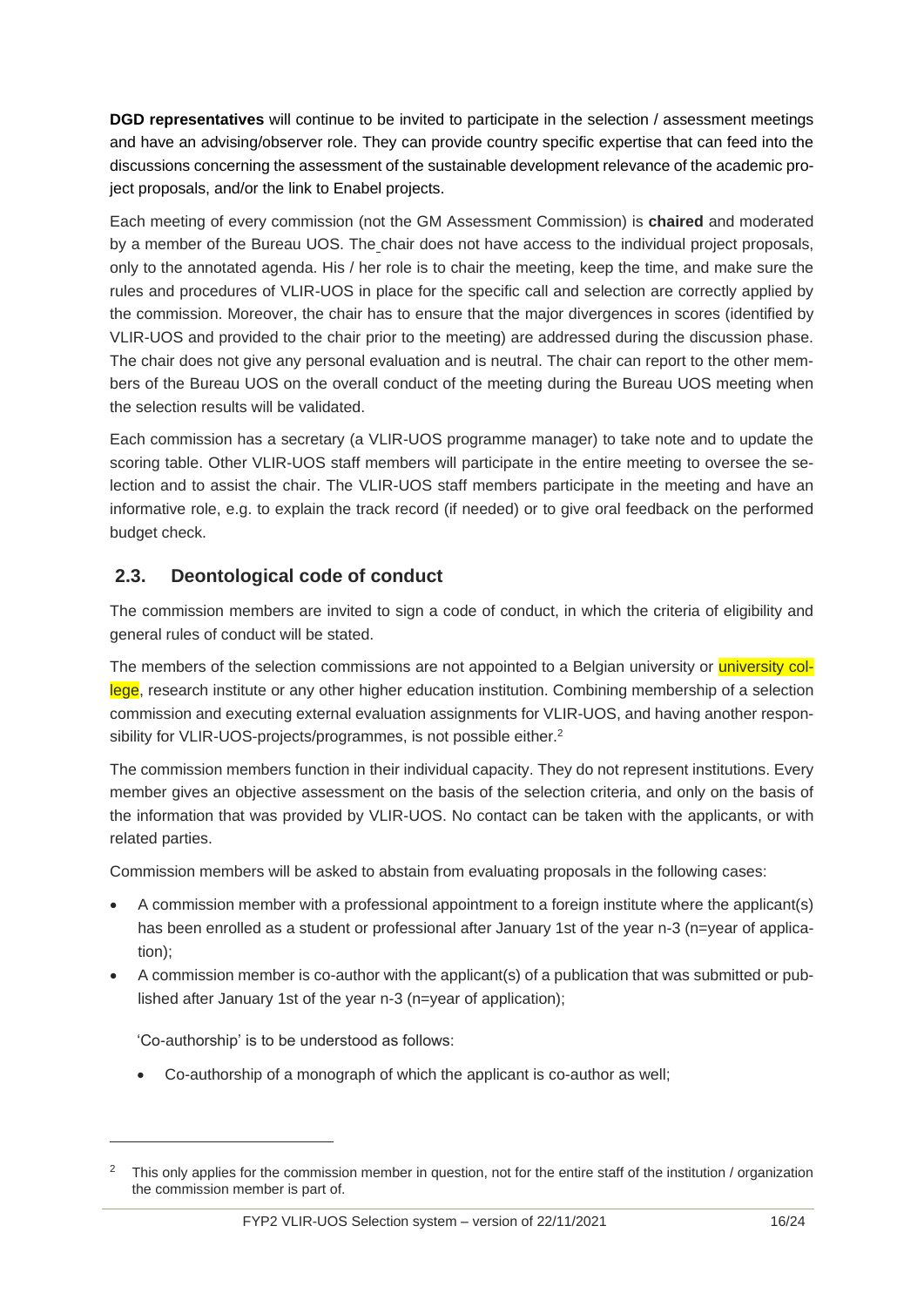**DGD representatives** will continue to be invited to participate in the selection / assessment meetings and have an advising/observer role. They can provide country specific expertise that can feed into the discussions concerning the assessment of the sustainable development relevance of the academic project proposals, and/or the link to Enabel projects.

Each meeting of every commission (not the GM Assessment Commission) is **chaired** and moderated by a member of the Bureau UOS. The chair does not have access to the individual project proposals, only to the annotated agenda. His / her role is to chair the meeting, keep the time, and make sure the rules and procedures of VLIR-UOS in place for the specific call and selection are correctly applied by the commission. Moreover, the chair has to ensure that the major divergences in scores (identified by VLIR-UOS and provided to the chair prior to the meeting) are addressed during the discussion phase. The chair does not give any personal evaluation and is neutral. The chair can report to the other members of the Bureau UOS on the overall conduct of the meeting during the Bureau UOS meeting when the selection results will be validated.

Each commission has a secretary (a VLIR-UOS programme manager) to take note and to update the scoring table. Other VLIR-UOS staff members will participate in the entire meeting to oversee the selection and to assist the chair. The VLIR-UOS staff members participate in the meeting and have an informative role, e.g. to explain the track record (if needed) or to give oral feedback on the performed budget check.

## 2.3. Deontological code of conduct

The commission members are invited to sign a code of conduct, in which the criteria of eligibility and general rules of conduct will be stated.

The members of the selection commissions are not appointed to a Belgian university or university college, research institute or any other higher education institution. Combining membership of a selection commission and executing external evaluation assignments for VLIR-UOS, and having another responsibility for VLIR-UOS-projects/programmes, is not possible either.[2]

The commission members function in their individual capacity. They do not represent institutions. Every member gives an objective assessment on the basis of the selection criteria, and only on the basis of the information that was provided by VLIR-UOS. No contact can be taken with the applicants, or with related parties.

Commission members will be asked to abstain from evaluating proposals in the following cases:

- A commission member with a professional appointment to a foreign institute where the applicant(s) has been enrolled as a student or professional after January 1st of the year n-3 (n=year of application);
- A commission member is co-author with the applicant(s) of a publication that was submitted or published after January 1st of the year n-3 (n=year of application);

  'Co-authorship' is to be understood as follows:

  - Co-authorship of a monograph of which the applicant is co-author as well;

[2] This only applies for the commission member in question, not for the entire staff of the institution / organization the commission member is part of.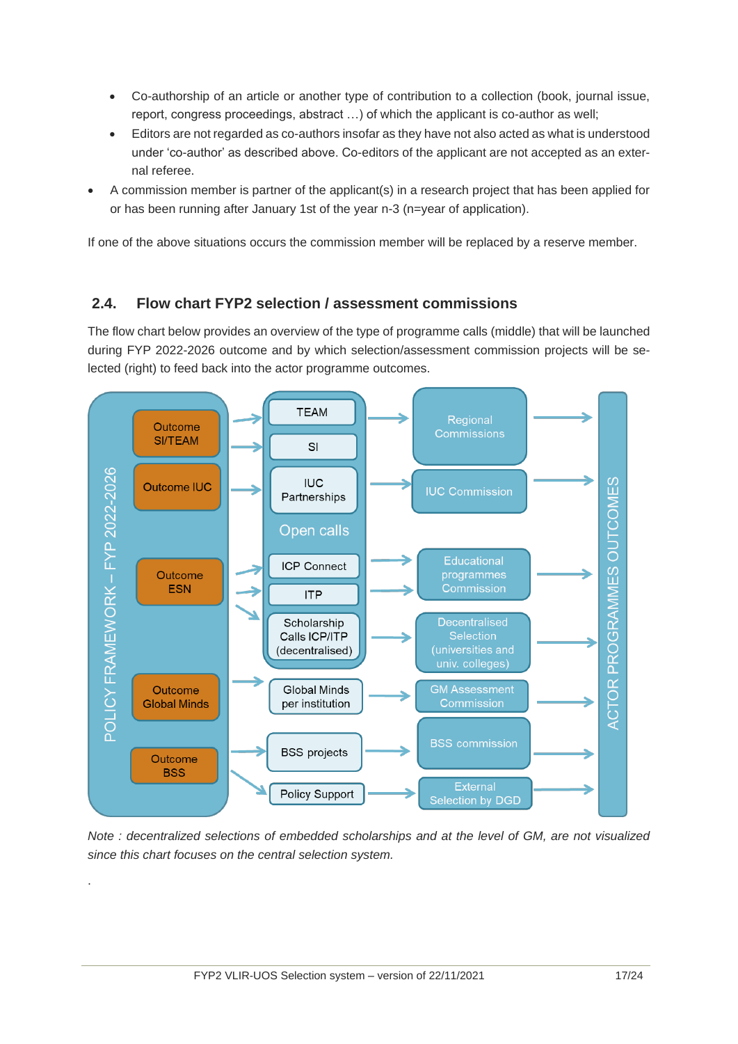- Co-authorship of an article or another type of contribution to a collection (book, journal issue, report, congress proceedings, abstract …) of which the applicant is co-author as well;
    - Editors are not regarded as co-authors insofar as they have not also acted as what is understood under 'co-author' as described above. Co-editors of the applicant are not accepted as an external referee.
- A commission member is partner of the applicant(s) in a research project that has been applied for or has been running after January 1st of the year n-3 (n=year of application).

If one of the above situations occurs the commission member will be replaced by a reserve member.

## 2.4. Flow chart FYP2 selection / assessment commissions

The flow chart below provides an overview of the type of programme calls (middle) that will be launched during FYP 2022-2026 outcome and by which selection/assessment commission projects will be selected (right) to feed back into the actor programme outcomes.

POLICY FRAMEWORK – FYP 2022-2026

| Outcome | Programme call | Selection / assessment commission |
|---|---|---|
| Outcome SI/TEAM | TEAM (Open calls) | Regional Commissions |
| Outcome SI/TEAM | SI (Open calls) | Regional Commissions |
| Outcome IUC | IUC Partnerships (Open calls) | IUC Commission |
| Outcome ESN | ICP Connect (Open calls) | Educational programmes Commission |
| Outcome ESN | ITP (Open calls) | Educational programmes Commission |
| Outcome ESN | Scholarship Calls ICP/ITP (decentralised) (Open calls) | Decentralised Selection (universities and univ. colleges) |
| Outcome Global Minds | Global Minds per institution | GM Assessment Commission |
| Outcome BSS | BSS projects | BSS commission |
| Outcome BSS | Policy Support | External Selection by DGD |

→ ACTOR PROGRAMMES OUTCOMES

*Note : decentralized selections of embedded scholarships and at the level of GM, are not visualized since this chart focuses on the central selection system.*

.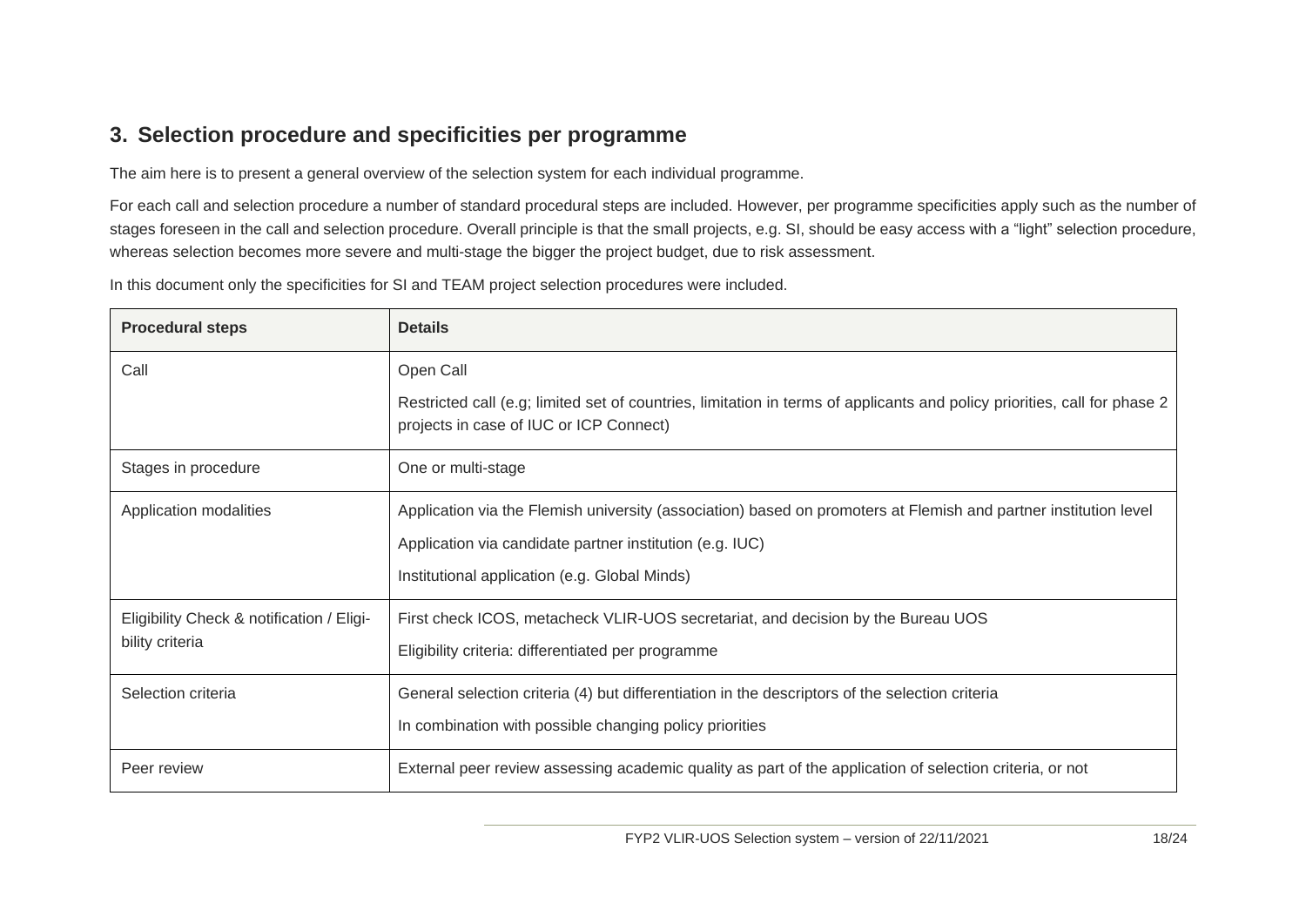## 3. Selection procedure and specificities per programme

The aim here is to present a general overview of the selection system for each individual programme.

For each call and selection procedure a number of standard procedural steps are included. However, per programme specificities apply such as the number of stages foreseen in the call and selection procedure. Overall principle is that the small projects, e.g. SI, should be easy access with a "light" selection procedure, whereas selection becomes more severe and multi-stage the bigger the project budget, due to risk assessment.

In this document only the specificities for SI and TEAM project selection procedures were included.

| Procedural steps | Details |
| --- | --- |
| Call | Open Call<br><br>Restricted call (e.g; limited set of countries, limitation in terms of applicants and policy priorities, call for phase 2 projects in case of IUC or ICP Connect) |
| Stages in procedure | One or multi-stage |
| Application modalities | Application via the Flemish university (association) based on promoters at Flemish and partner institution level<br><br>Application via candidate partner institution (e.g. IUC)<br><br>Institutional application (e.g. Global Minds) |
| Eligibility Check & notification / Eligibility criteria | First check ICOS, metacheck VLIR-UOS secretariat, and decision by the Bureau UOS<br><br>Eligibility criteria: differentiated per programme |
| Selection criteria | General selection criteria (4) but differentiation in the descriptors of the selection criteria<br><br>In combination with possible changing policy priorities |
| Peer review | External peer review assessing academic quality as part of the application of selection criteria, or not |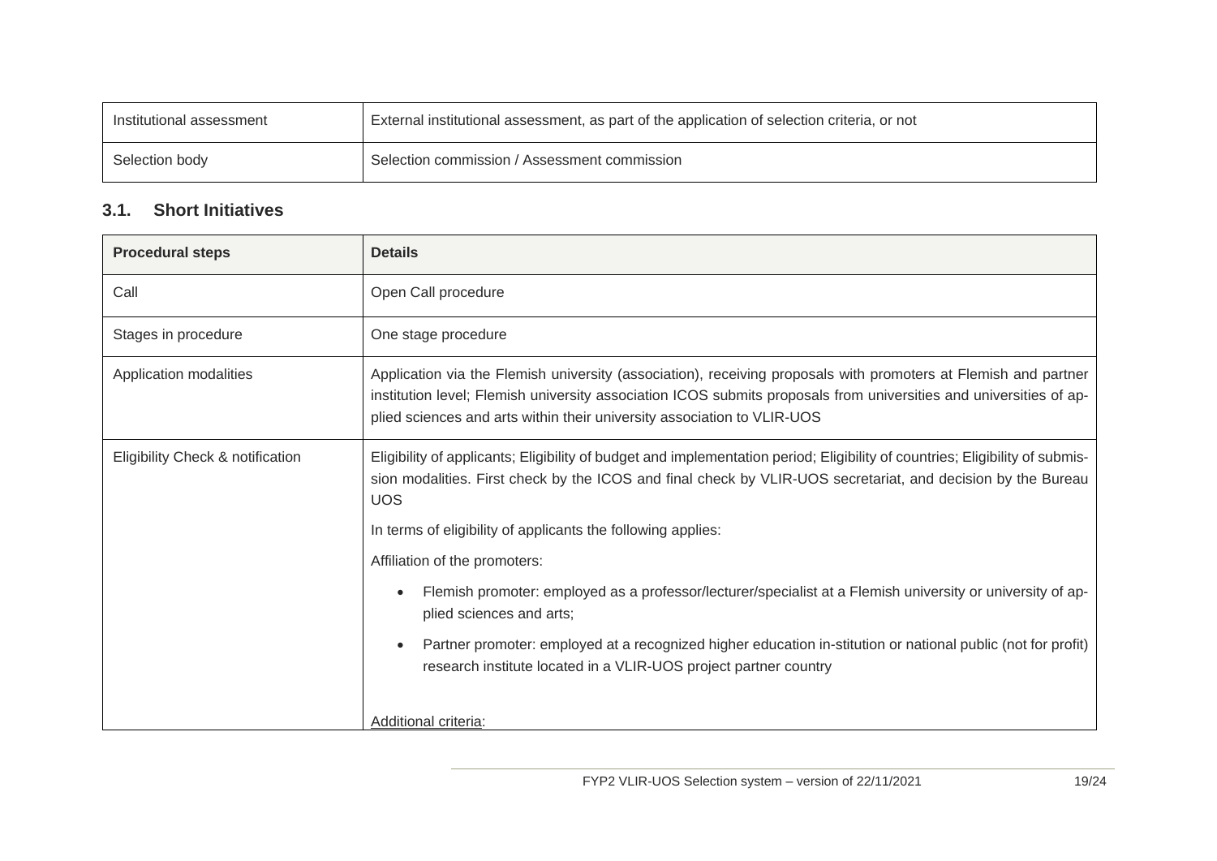| Institutional assessment | External institutional assessment, as part of the application of selection criteria, or not |
|---|---|
| Selection body | Selection commission / Assessment commission |

### 3.1. Short Initiatives

| **Procedural steps** | **Details** |
|---|---|
| Call | Open Call procedure |
| Stages in procedure | One stage procedure |
| Application modalities | Application via the Flemish university (association), receiving proposals with promoters at Flemish and partner institution level; Flemish university association ICOS submits proposals from universities and universities of applied sciences and arts within their university association to VLIR-UOS |
| Eligibility Check & notification | Eligibility of applicants; Eligibility of budget and implementation period; Eligibility of countries; Eligibility of submission modalities. First check by the ICOS and final check by VLIR-UOS secretariat, and decision by the Bureau UOS<br><br>In terms of eligibility of applicants the following applies:<br><br>Affiliation of the promoters:<br><br>• Flemish promoter: employed as a professor/lecturer/specialist at a Flemish university or university of applied sciences and arts;<br>• Partner promoter: employed at a recognized higher education in-stitution or national public (not for profit) research institute located in a VLIR-UOS project partner country<br><br>Additional criteria: |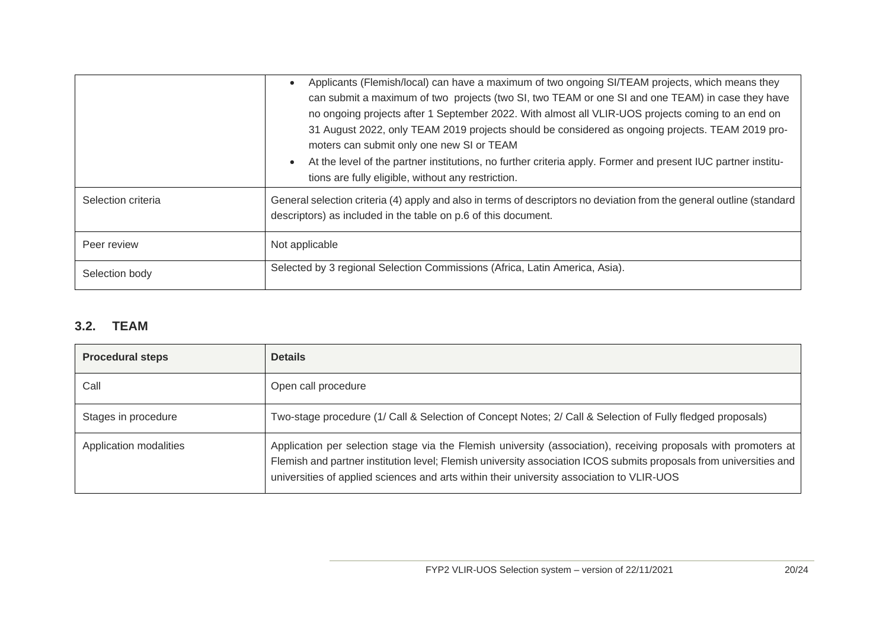| | |
|---|---|
| | • Applicants (Flemish/local) can have a maximum of two ongoing SI/TEAM projects, which means they can submit a maximum of two projects (two SI, two TEAM or one SI and one TEAM) in case they have no ongoing projects after 1 September 2022. With almost all VLIR-UOS projects coming to an end on 31 August 2022, only TEAM 2019 projects should be considered as ongoing projects. TEAM 2019 promoters can submit only one new SI or TEAM<br>• At the level of the partner institutions, no further criteria apply. Former and present IUC partner institutions are fully eligible, without any restriction. |
| Selection criteria | General selection criteria (4) apply and also in terms of descriptors no deviation from the general outline (standard descriptors) as included in the table on p.6 of this document. |
| Peer review | Not applicable |
| Selection body | Selected by 3 regional Selection Commissions (Africa, Latin America, Asia). |

### 3.2. TEAM

| Procedural steps | Details |
|---|---|
| Call | Open call procedure |
| Stages in procedure | Two-stage procedure (1/ Call & Selection of Concept Notes; 2/ Call & Selection of Fully fledged proposals) |
| Application modalities | Application per selection stage via the Flemish university (association), receiving proposals with promoters at Flemish and partner institution level; Flemish university association ICOS submits proposals from universities and universities of applied sciences and arts within their university association to VLIR-UOS |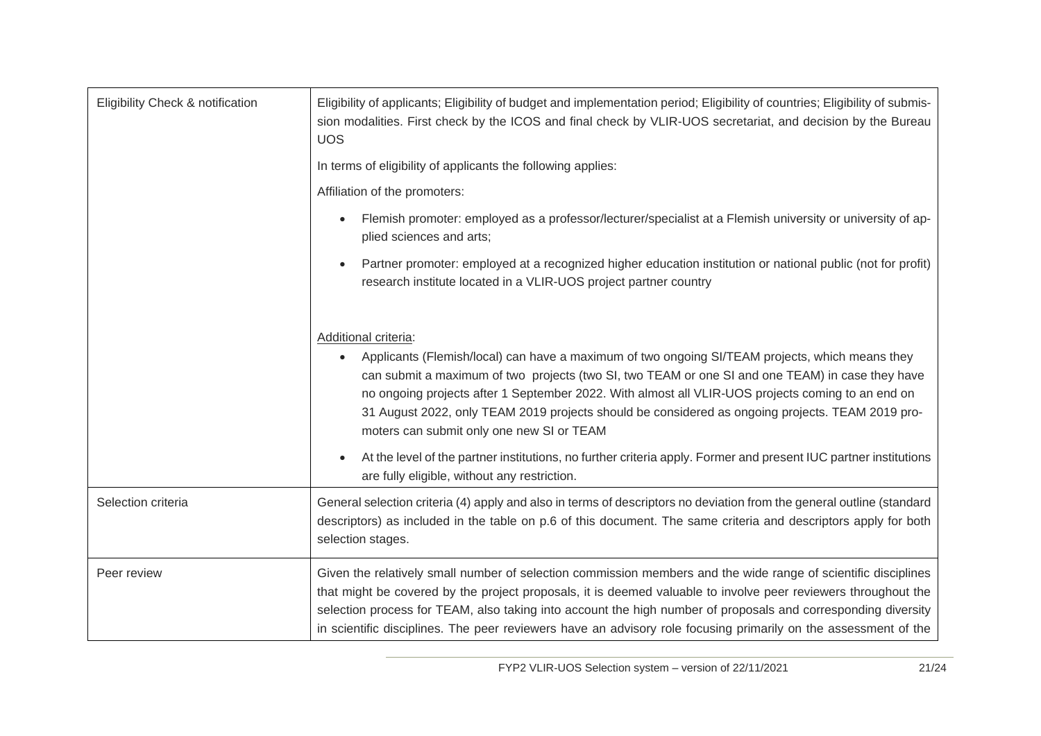| | |
|---|---|
| Eligibility Check & notification | Eligibility of applicants; Eligibility of budget and implementation period; Eligibility of countries; Eligibility of submission modalities. First check by the ICOS and final check by VLIR-UOS secretariat, and decision by the Bureau UOS<br><br>In terms of eligibility of applicants the following applies:<br><br>Affiliation of the promoters:<br><br>• Flemish promoter: employed as a professor/lecturer/specialist at a Flemish university or university of applied sciences and arts;<br><br>• Partner promoter: employed at a recognized higher education institution or national public (not for profit) research institute located in a VLIR-UOS project partner country<br><br><u>Additional criteria</u>:<br><br>• Applicants (Flemish/local) can have a maximum of two ongoing SI/TEAM projects, which means they can submit a maximum of two projects (two SI, two TEAM or one SI and one TEAM) in case they have no ongoing projects after 1 September 2022. With almost all VLIR-UOS projects coming to an end on 31 August 2022, only TEAM 2019 projects should be considered as ongoing projects. TEAM 2019 promoters can submit only one new SI or TEAM<br><br>• At the level of the partner institutions, no further criteria apply. Former and present IUC partner institutions are fully eligible, without any restriction. |
| Selection criteria | General selection criteria (4) apply and also in terms of descriptors no deviation from the general outline (standard descriptors) as included in the table on p.6 of this document. The same criteria and descriptors apply for both selection stages. |
| Peer review | Given the relatively small number of selection commission members and the wide range of scientific disciplines that might be covered by the project proposals, it is deemed valuable to involve peer reviewers throughout the selection process for TEAM, also taking into account the high number of proposals and corresponding diversity in scientific disciplines. The peer reviewers have an advisory role focusing primarily on the assessment of the |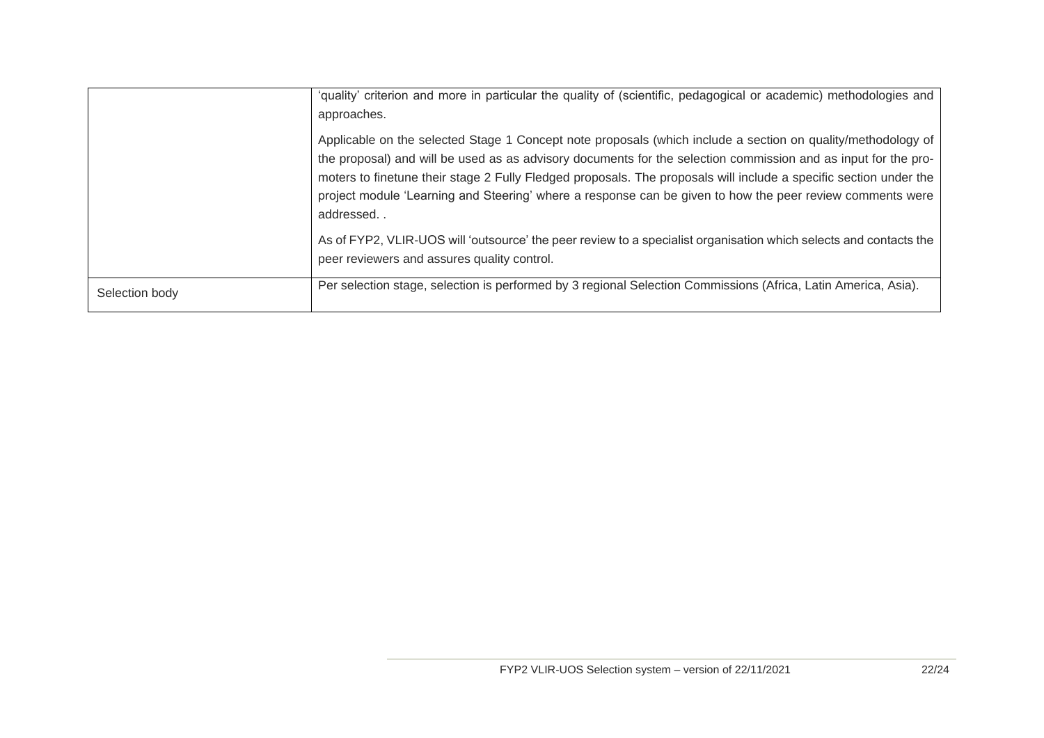| | |
|---|---|
| | 'quality' criterion and more in particular the quality of (scientific, pedagogical or academic) methodologies and approaches.<br><br>Applicable on the selected Stage 1 Concept note proposals (which include a section on quality/methodology of the proposal) and will be used as as advisory documents for the selection commission and as input for the promoters to finetune their stage 2 Fully Fledged proposals. The proposals will include a specific section under the project module 'Learning and Steering' where a response can be given to how the peer review comments were addressed. .<br><br>As of FYP2, VLIR-UOS will 'outsource' the peer review to a specialist organisation which selects and contacts the peer reviewers and assures quality control. |
| Selection body | Per selection stage, selection is performed by 3 regional Selection Commissions (Africa, Latin America, Asia). |